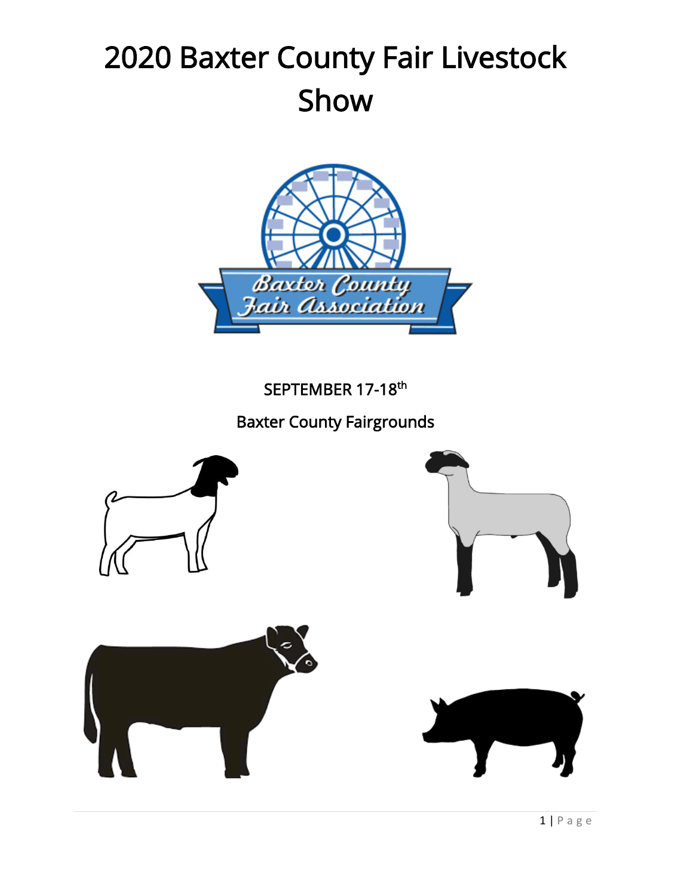# 2020 Baxter County Fair Livestock Show

SEPTEMBER 17-18th

Baxter County Fairgrounds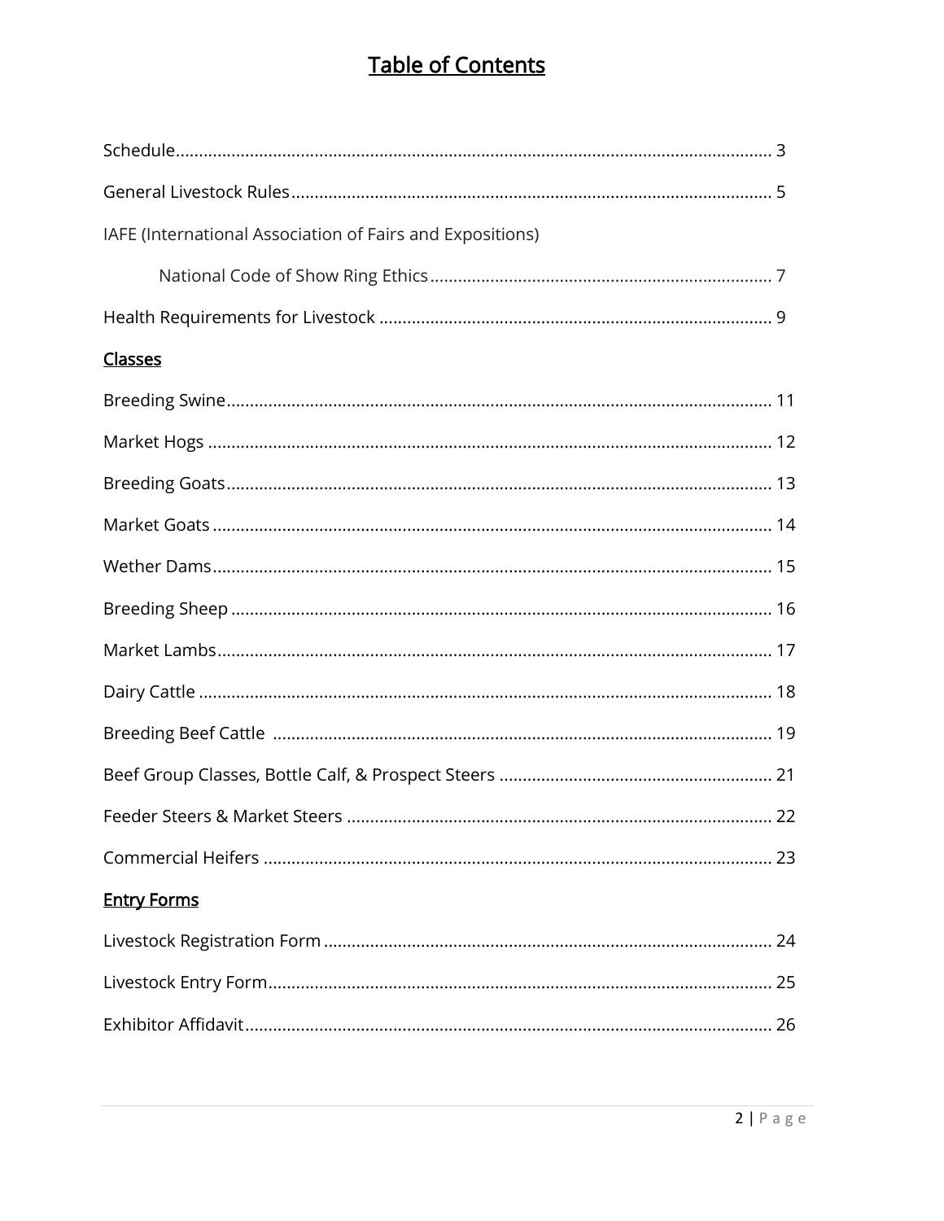# Table of Contents

Schedule ........................................................................ 3

General Livestock Rules ........................................................ 5

IAFE (International Association of Fairs and Expositions)

National Code of Show Ring Ethics ............................................ 7

Health Requirements for Livestock ............................................. 9

## Classes

Breeding Swine .................................................................. 11

Market Hogs ..................................................................... 12

Breeding Goats .................................................................. 13

Market Goats .................................................................... 14

Wether Dams ..................................................................... 15

Breeding Sheep .................................................................. 16

Market Lambs .................................................................... 17

Dairy Cattle .................................................................... 18

Breeding Beef Cattle ............................................................ 19

Beef Group Classes, Bottle Calf, & Prospect Steers ............................. 21

Feeder Steers & Market Steers ................................................... 22

Commercial Heifers .............................................................. 23

## Entry Forms

Livestock Registration Form ..................................................... 24

Livestock Entry Form ............................................................ 25

Exhibitor Affidavit ............................................................. 26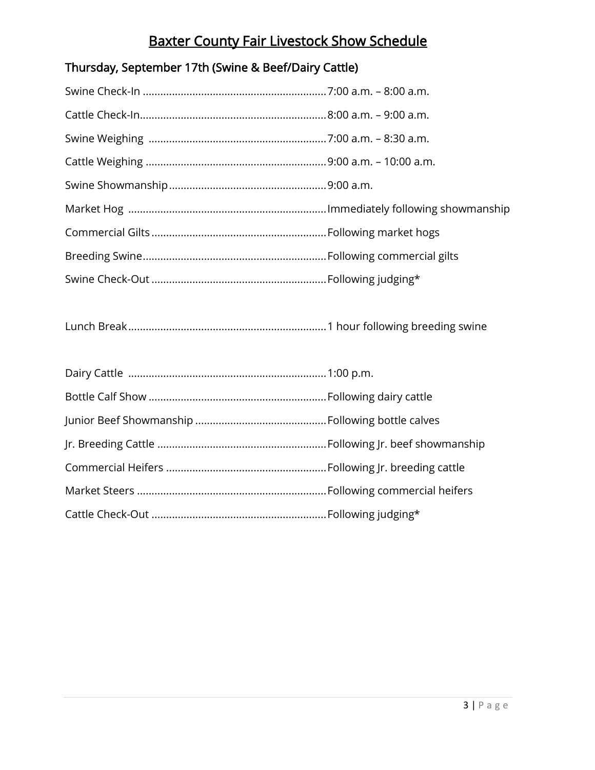# Baxter County Fair Livestock Show Schedule

## Thursday, September 17th (Swine & Beef/Dairy Cattle)

Swine Check-In ............................................................. 7:00 a.m. – 8:00 a.m.

Cattle Check-In.............................................................. 8:00 a.m. – 9:00 a.m.

Swine Weighing ........................................................... 7:00 a.m. – 8:30 a.m.

Cattle Weighing ............................................................ 9:00 a.m. – 10:00 a.m.

Swine Showmanship..................................................... 9:00 a.m.

Market Hog .................................................................. Immediately following showmanship

Commercial Gilts .......................................................... Following market hogs

Breeding Swine............................................................. Following commercial gilts

Swine Check-Out .......................................................... Following judging*

Lunch Break.................................................................. 1 hour following breeding swine

Dairy Cattle .................................................................. 1:00 p.m.

Bottle Calf Show ........................................................... Following dairy cattle

Junior Beef Showmanship ............................................ Following bottle calves

Jr. Breeding Cattle ........................................................ Following Jr. beef showmanship

Commercial Heifers ...................................................... Following Jr. breeding cattle

Market Steers ................................................................ Following commercial heifers

Cattle Check-Out .......................................................... Following judging*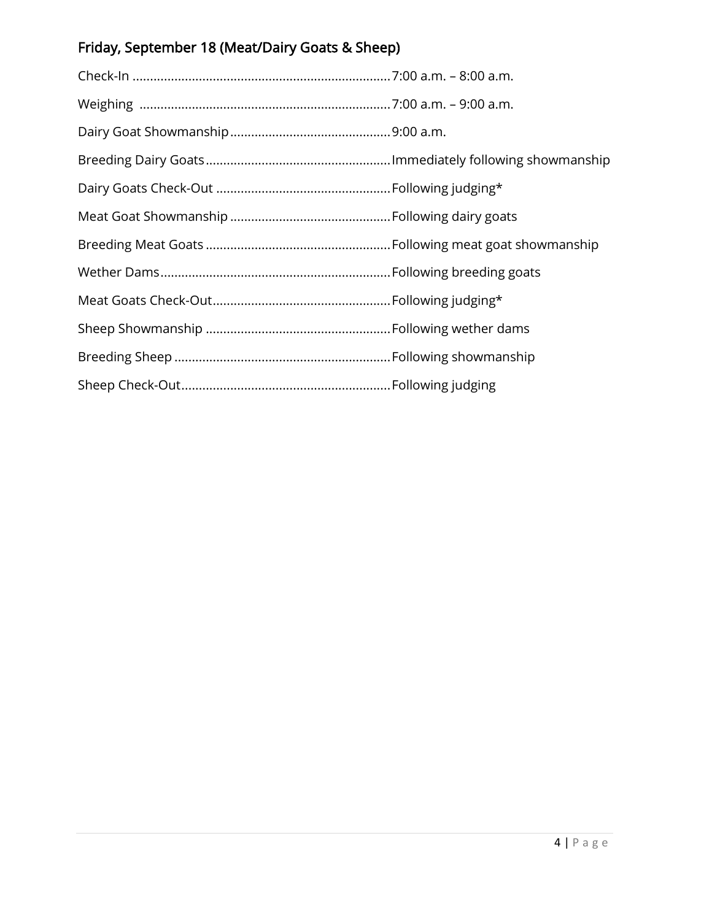## Friday, September 18 (Meat/Dairy Goats & Sheep)

Check-In ........................................................................ 7:00 a.m. – 8:00 a.m.

Weighing ....................................................................... 7:00 a.m. – 9:00 a.m.

Dairy Goat Showmanship ............................................. 9:00 a.m.

Breeding Dairy Goats .................................................... Immediately following showmanship

Dairy Goats Check-Out ................................................. Following judging*

Meat Goat Showmanship ............................................. Following dairy goats

Breeding Meat Goats .................................................... Following meat goat showmanship

Wether Dams ................................................................. Following breeding goats

Meat Goats Check-Out .................................................. Following judging*

Sheep Showmanship .................................................... Following wether dams

Breeding Sheep ............................................................. Following showmanship

Sheep Check-Out ........................................................... Following judging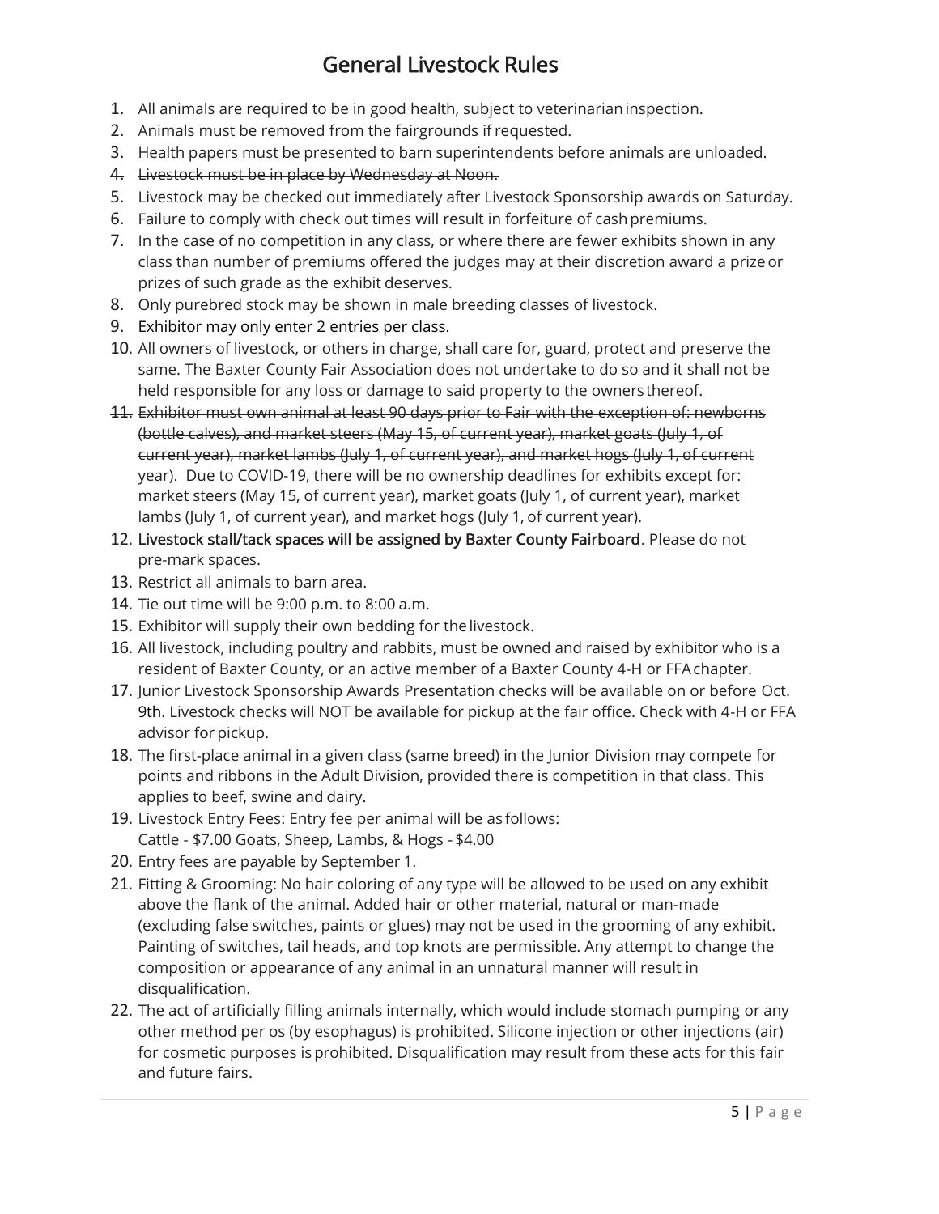# General Livestock Rules

1. All animals are required to be in good health, subject to veterinarian inspection.
2. Animals must be removed from the fairgrounds if requested.
3. Health papers must be presented to barn superintendents before animals are unloaded.
4. ~~Livestock must be in place by Wednesday at Noon.~~
5. Livestock may be checked out immediately after Livestock Sponsorship awards on Saturday.
6. Failure to comply with check out times will result in forfeiture of cash premiums.
7. In the case of no competition in any class, or where there are fewer exhibits shown in any class than number of premiums offered the judges may at their discretion award a prize or prizes of such grade as the exhibit deserves.
8. Only purebred stock may be shown in male breeding classes of livestock.
9. Exhibitor may only enter 2 entries per class.
10. All owners of livestock, or others in charge, shall care for, guard, protect and preserve the same. The Baxter County Fair Association does not undertake to do so and it shall not be held responsible for any loss or damage to said property to the owners thereof.
11. ~~Exhibitor must own animal at least 90 days prior to Fair with the exception of: newborns (bottle calves), and market steers (May 15, of current year), market goats (July 1, of current year), market lambs (July 1, of current year), and market hogs (July 1, of current year).~~ Due to COVID-19, there will be no ownership deadlines for exhibits except for: market steers (May 15, of current year), market goats (July 1, of current year), market lambs (July 1, of current year), and market hogs (July 1, of current year).
12. **Livestock stall/tack spaces will be assigned by Baxter County Fairboard**. Please do not pre-mark spaces.
13. Restrict all animals to barn area.
14. Tie out time will be 9:00 p.m. to 8:00 a.m.
15. Exhibitor will supply their own bedding for the livestock.
16. All livestock, including poultry and rabbits, must be owned and raised by exhibitor who is a resident of Baxter County, or an active member of a Baxter County 4-H or FFA chapter.
17. Junior Livestock Sponsorship Awards Presentation checks will be available on or before Oct. 9th. Livestock checks will NOT be available for pickup at the fair office. Check with 4-H or FFA advisor for pickup.
18. The first-place animal in a given class (same breed) in the Junior Division may compete for points and ribbons in the Adult Division, provided there is competition in that class. This applies to beef, swine and dairy.
19. Livestock Entry Fees: Entry fee per animal will be as follows:
    Cattle - $7.00 Goats, Sheep, Lambs, & Hogs - $4.00
20. Entry fees are payable by September 1.
21. Fitting & Grooming: No hair coloring of any type will be allowed to be used on any exhibit above the flank of the animal. Added hair or other material, natural or man-made (excluding false switches, paints or glues) may not be used in the grooming of any exhibit. Painting of switches, tail heads, and top knots are permissible. Any attempt to change the composition or appearance of any animal in an unnatural manner will result in disqualification.
22. The act of artificially filling animals internally, which would include stomach pumping or any other method per os (by esophagus) is prohibited. Silicone injection or other injections (air) for cosmetic purposes is prohibited. Disqualification may result from these acts for this fair and future fairs.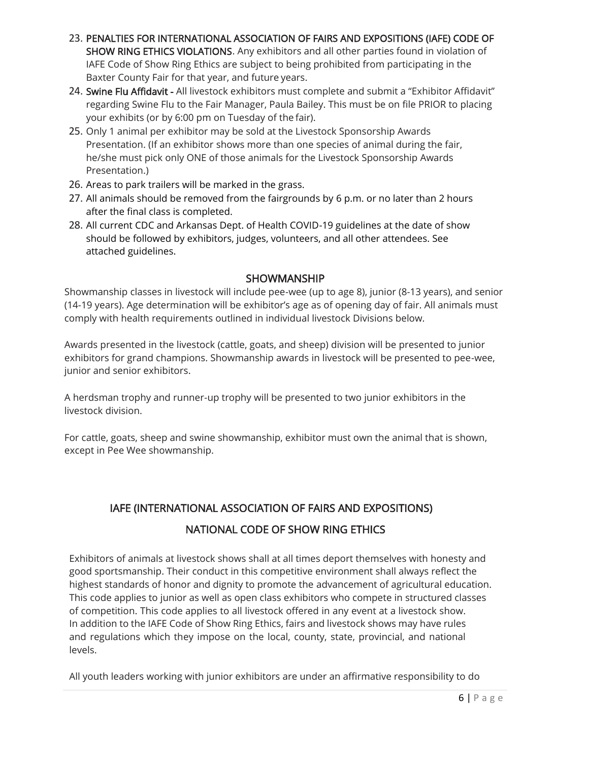23. **PENALTIES FOR INTERNATIONAL ASSOCIATION OF FAIRS AND EXPOSITIONS (IAFE) CODE OF SHOW RING ETHICS VIOLATIONS**. Any exhibitors and all other parties found in violation of IAFE Code of Show Ring Ethics are subject to being prohibited from participating in the Baxter County Fair for that year, and future years.
24. **Swine Flu Affidavit -** All livestock exhibitors must complete and submit a "Exhibitor Affidavit" regarding Swine Flu to the Fair Manager, Paula Bailey. This must be on file PRIOR to placing your exhibits (or by 6:00 pm on Tuesday of the fair).
25. Only 1 animal per exhibitor may be sold at the Livestock Sponsorship Awards Presentation. (If an exhibitor shows more than one species of animal during the fair, he/she must pick only ONE of those animals for the Livestock Sponsorship Awards Presentation.)
26. Areas to park trailers will be marked in the grass.
27. All animals should be removed from the fairgrounds by 6 p.m. or no later than 2 hours after the final class is completed.
28. All current CDC and Arkansas Dept. of Health COVID-19 guidelines at the date of show should be followed by exhibitors, judges, volunteers, and all other attendees. See attached guidelines.

## SHOWMANSHIP

Showmanship classes in livestock will include pee-wee (up to age 8), junior (8-13 years), and senior (14-19 years). Age determination will be exhibitor's age as of opening day of fair. All animals must comply with health requirements outlined in individual livestock Divisions below.

Awards presented in the livestock (cattle, goats, and sheep) division will be presented to junior exhibitors for grand champions. Showmanship awards in livestock will be presented to pee-wee, junior and senior exhibitors.

A herdsman trophy and runner-up trophy will be presented to two junior exhibitors in the livestock division.

For cattle, goats, sheep and swine showmanship, exhibitor must own the animal that is shown, except in Pee Wee showmanship.

## IAFE (INTERNATIONAL ASSOCIATION OF FAIRS AND EXPOSITIONS)

## NATIONAL CODE OF SHOW RING ETHICS

Exhibitors of animals at livestock shows shall at all times deport themselves with honesty and good sportsmanship. Their conduct in this competitive environment shall always reflect the highest standards of honor and dignity to promote the advancement of agricultural education. This code applies to junior as well as open class exhibitors who compete in structured classes of competition. This code applies to all livestock offered in any event at a livestock show. In addition to the IAFE Code of Show Ring Ethics, fairs and livestock shows may have rules and regulations which they impose on the local, county, state, provincial, and national levels.

All youth leaders working with junior exhibitors are under an affirmative responsibility to do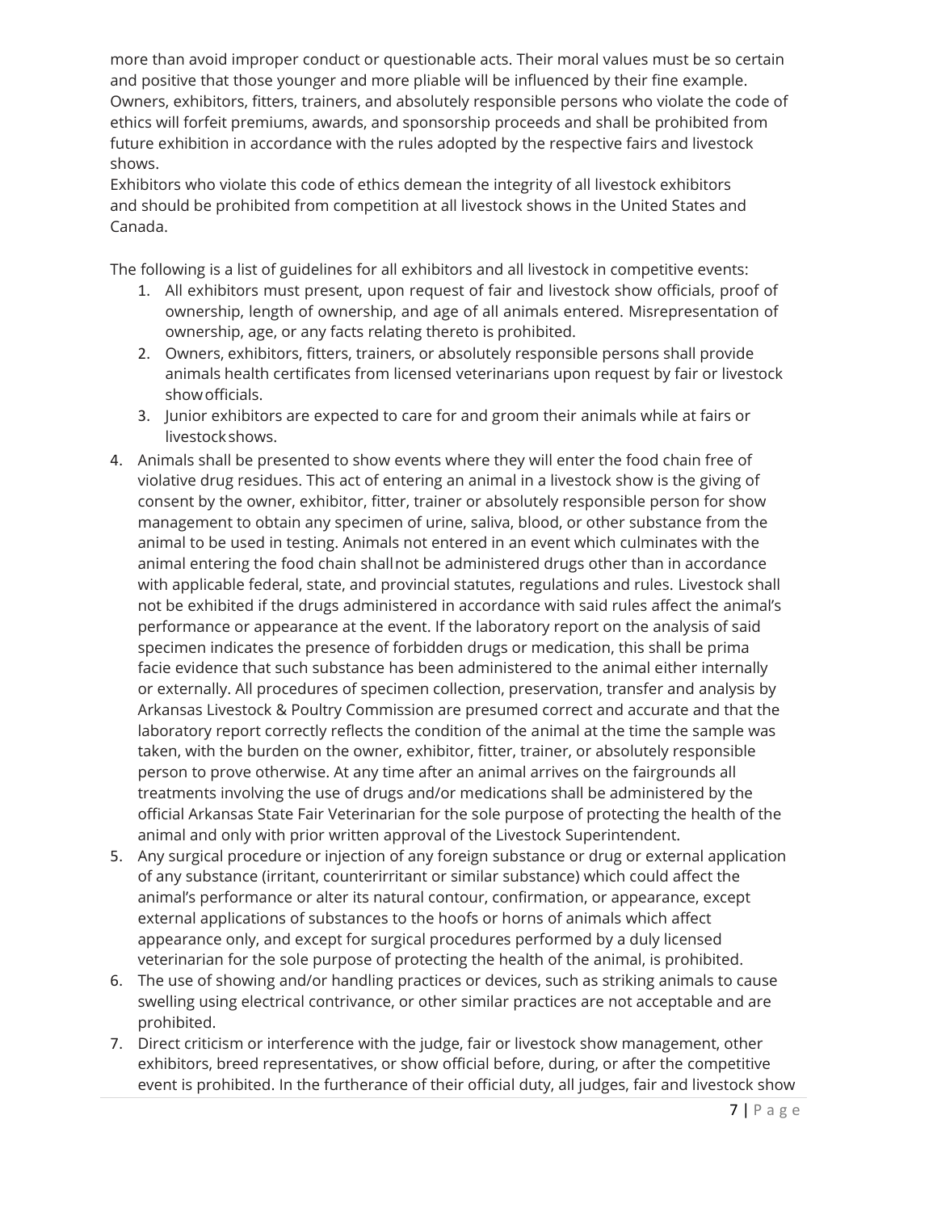more than avoid improper conduct or questionable acts. Their moral values must be so certain and positive that those younger and more pliable will be influenced by their fine example. Owners, exhibitors, fitters, trainers, and absolutely responsible persons who violate the code of ethics will forfeit premiums, awards, and sponsorship proceeds and shall be prohibited from future exhibition in accordance with the rules adopted by the respective fairs and livestock shows.

Exhibitors who violate this code of ethics demean the integrity of all livestock exhibitors and should be prohibited from competition at all livestock shows in the United States and Canada.

The following is a list of guidelines for all exhibitors and all livestock in competitive events:

1. All exhibitors must present, upon request of fair and livestock show officials, proof of ownership, length of ownership, and age of all animals entered. Misrepresentation of ownership, age, or any facts relating thereto is prohibited.
2. Owners, exhibitors, fitters, trainers, or absolutely responsible persons shall provide animals health certificates from licensed veterinarians upon request by fair or livestock show officials.
3. Junior exhibitors are expected to care for and groom their animals while at fairs or livestock shows.
4. Animals shall be presented to show events where they will enter the food chain free of violative drug residues. This act of entering an animal in a livestock show is the giving of consent by the owner, exhibitor, fitter, trainer or absolutely responsible person for show management to obtain any specimen of urine, saliva, blood, or other substance from the animal to be used in testing. Animals not entered in an event which culminates with the animal entering the food chain shall not be administered drugs other than in accordance with applicable federal, state, and provincial statutes, regulations and rules. Livestock shall not be exhibited if the drugs administered in accordance with said rules affect the animal's performance or appearance at the event. If the laboratory report on the analysis of said specimen indicates the presence of forbidden drugs or medication, this shall be prima facie evidence that such substance has been administered to the animal either internally or externally. All procedures of specimen collection, preservation, transfer and analysis by Arkansas Livestock & Poultry Commission are presumed correct and accurate and that the laboratory report correctly reflects the condition of the animal at the time the sample was taken, with the burden on the owner, exhibitor, fitter, trainer, or absolutely responsible person to prove otherwise. At any time after an animal arrives on the fairgrounds all treatments involving the use of drugs and/or medications shall be administered by the official Arkansas State Fair Veterinarian for the sole purpose of protecting the health of the animal and only with prior written approval of the Livestock Superintendent.
5. Any surgical procedure or injection of any foreign substance or drug or external application of any substance (irritant, counterirritant or similar substance) which could affect the animal's performance or alter its natural contour, confirmation, or appearance, except external applications of substances to the hoofs or horns of animals which affect appearance only, and except for surgical procedures performed by a duly licensed veterinarian for the sole purpose of protecting the health of the animal, is prohibited.
6. The use of showing and/or handling practices or devices, such as striking animals to cause swelling using electrical contrivance, or other similar practices are not acceptable and are prohibited.
7. Direct criticism or interference with the judge, fair or livestock show management, other exhibitors, breed representatives, or show official before, during, or after the competitive event is prohibited. In the furtherance of their official duty, all judges, fair and livestock show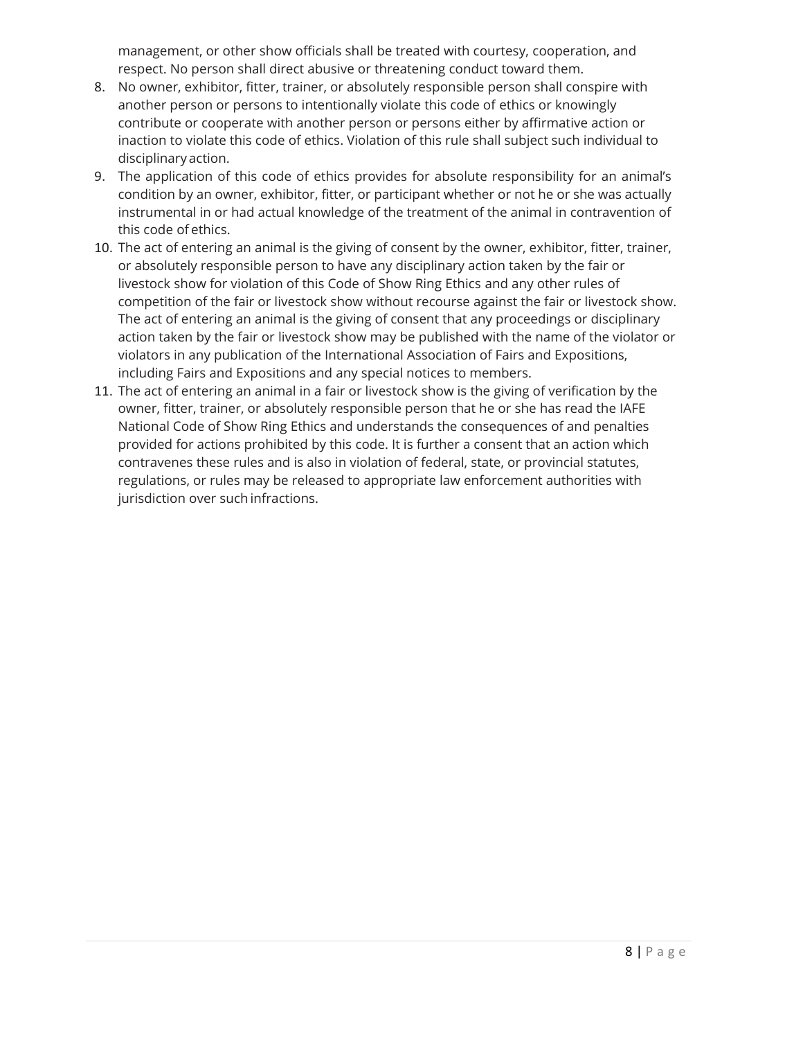management, or other show officials shall be treated with courtesy, cooperation, and respect. No person shall direct abusive or threatening conduct toward them.

8. No owner, exhibitor, fitter, trainer, or absolutely responsible person shall conspire with another person or persons to intentionally violate this code of ethics or knowingly contribute or cooperate with another person or persons either by affirmative action or inaction to violate this code of ethics. Violation of this rule shall subject such individual to disciplinary action.
9. The application of this code of ethics provides for absolute responsibility for an animal's condition by an owner, exhibitor, fitter, or participant whether or not he or she was actually instrumental in or had actual knowledge of the treatment of the animal in contravention of this code of ethics.
10. The act of entering an animal is the giving of consent by the owner, exhibitor, fitter, trainer, or absolutely responsible person to have any disciplinary action taken by the fair or livestock show for violation of this Code of Show Ring Ethics and any other rules of competition of the fair or livestock show without recourse against the fair or livestock show. The act of entering an animal is the giving of consent that any proceedings or disciplinary action taken by the fair or livestock show may be published with the name of the violator or violators in any publication of the International Association of Fairs and Expositions, including Fairs and Expositions and any special notices to members.
11. The act of entering an animal in a fair or livestock show is the giving of verification by the owner, fitter, trainer, or absolutely responsible person that he or she has read the IAFE National Code of Show Ring Ethics and understands the consequences of and penalties provided for actions prohibited by this code. It is further a consent that an action which contravenes these rules and is also in violation of federal, state, or provincial statutes, regulations, or rules may be released to appropriate law enforcement authorities with jurisdiction over such infractions.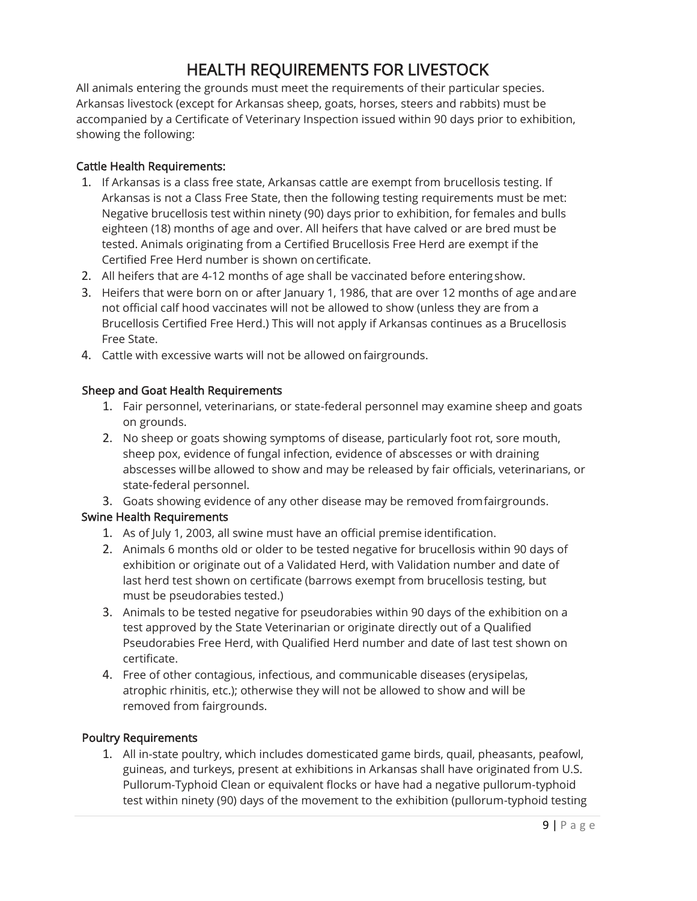# HEALTH REQUIREMENTS FOR LIVESTOCK

All animals entering the grounds must meet the requirements of their particular species. Arkansas livestock (except for Arkansas sheep, goats, horses, steers and rabbits) must be accompanied by a Certificate of Veterinary Inspection issued within 90 days prior to exhibition, showing the following:

### Cattle Health Requirements:

1. If Arkansas is a class free state, Arkansas cattle are exempt from brucellosis testing. If Arkansas is not a Class Free State, then the following testing requirements must be met: Negative brucellosis test within ninety (90) days prior to exhibition, for females and bulls eighteen (18) months of age and over. All heifers that have calved or are bred must be tested. Animals originating from a Certified Brucellosis Free Herd are exempt if the Certified Free Herd number is shown on certificate.
2. All heifers that are 4-12 months of age shall be vaccinated before entering show.
3. Heifers that were born on or after January 1, 1986, that are over 12 months of age and are not official calf hood vaccinates will not be allowed to show (unless they are from a Brucellosis Certified Free Herd.) This will not apply if Arkansas continues as a Brucellosis Free State.
4. Cattle with excessive warts will not be allowed on fairgrounds.

### Sheep and Goat Health Requirements

1. Fair personnel, veterinarians, or state-federal personnel may examine sheep and goats on grounds.
2. No sheep or goats showing symptoms of disease, particularly foot rot, sore mouth, sheep pox, evidence of fungal infection, evidence of abscesses or with draining abscesses will be allowed to show and may be released by fair officials, veterinarians, or state-federal personnel.
3. Goats showing evidence of any other disease may be removed from fairgrounds.

### Swine Health Requirements

1. As of July 1, 2003, all swine must have an official premise identification.
2. Animals 6 months old or older to be tested negative for brucellosis within 90 days of exhibition or originate out of a Validated Herd, with Validation number and date of last herd test shown on certificate (barrows exempt from brucellosis testing, but must be pseudorabies tested.)
3. Animals to be tested negative for pseudorabies within 90 days of the exhibition on a test approved by the State Veterinarian or originate directly out of a Qualified Pseudorabies Free Herd, with Qualified Herd number and date of last test shown on certificate.
4. Free of other contagious, infectious, and communicable diseases (erysipelas, atrophic rhinitis, etc.); otherwise they will not be allowed to show and will be removed from fairgrounds.

### Poultry Requirements

1. All in-state poultry, which includes domesticated game birds, quail, pheasants, peafowl, guineas, and turkeys, present at exhibitions in Arkansas shall have originated from U.S. Pullorum-Typhoid Clean or equivalent flocks or have had a negative pullorum-typhoid test within ninety (90) days of the movement to the exhibition (pullorum-typhoid testing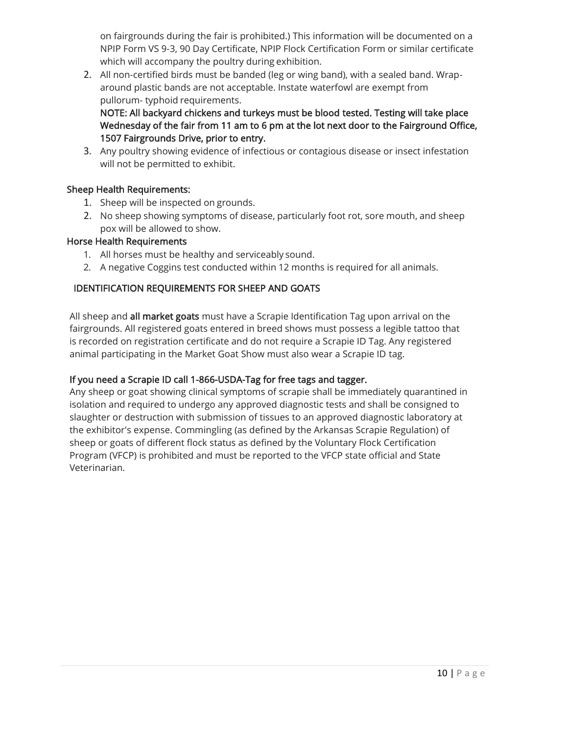on fairgrounds during the fair is prohibited.) This information will be documented on a NPIP Form VS 9-3, 90 Day Certificate, NPIP Flock Certification Form or similar certificate which will accompany the poultry during exhibition.

2. All non-certified birds must be banded (leg or wing band), with a sealed band. Wrap-around plastic bands are not acceptable. Instate waterfowl are exempt from pullorum- typhoid requirements.
   **NOTE: All backyard chickens and turkeys must be blood tested. Testing will take place Wednesday of the fair from 11 am to 6 pm at the lot next door to the Fairground Office, 1507 Fairgrounds Drive, prior to entry.**
3. Any poultry showing evidence of infectious or contagious disease or insect infestation will not be permitted to exhibit.

### Sheep Health Requirements:

1. Sheep will be inspected on grounds.
2. No sheep showing symptoms of disease, particularly foot rot, sore mouth, and sheep pox will be allowed to show.

### Horse Health Requirements

1. All horses must be healthy and serviceably sound.
2. A negative Coggins test conducted within 12 months is required for all animals.

## IDENTIFICATION REQUIREMENTS FOR SHEEP AND GOATS

All sheep and **all market goats** must have a Scrapie Identification Tag upon arrival on the fairgrounds. All registered goats entered in breed shows must possess a legible tattoo that is recorded on registration certificate and do not require a Scrapie ID Tag. Any registered animal participating in the Market Goat Show must also wear a Scrapie ID tag.

**If you need a Scrapie ID call 1-866-USDA-Tag for free tags and tagger.**

Any sheep or goat showing clinical symptoms of scrapie shall be immediately quarantined in isolation and required to undergo any approved diagnostic tests and shall be consigned to slaughter or destruction with submission of tissues to an approved diagnostic laboratory at the exhibitor's expense. Commingling (as defined by the Arkansas Scrapie Regulation) of sheep or goats of different flock status as defined by the Voluntary Flock Certification Program (VFCP) is prohibited and must be reported to the VFCP state official and State Veterinarian.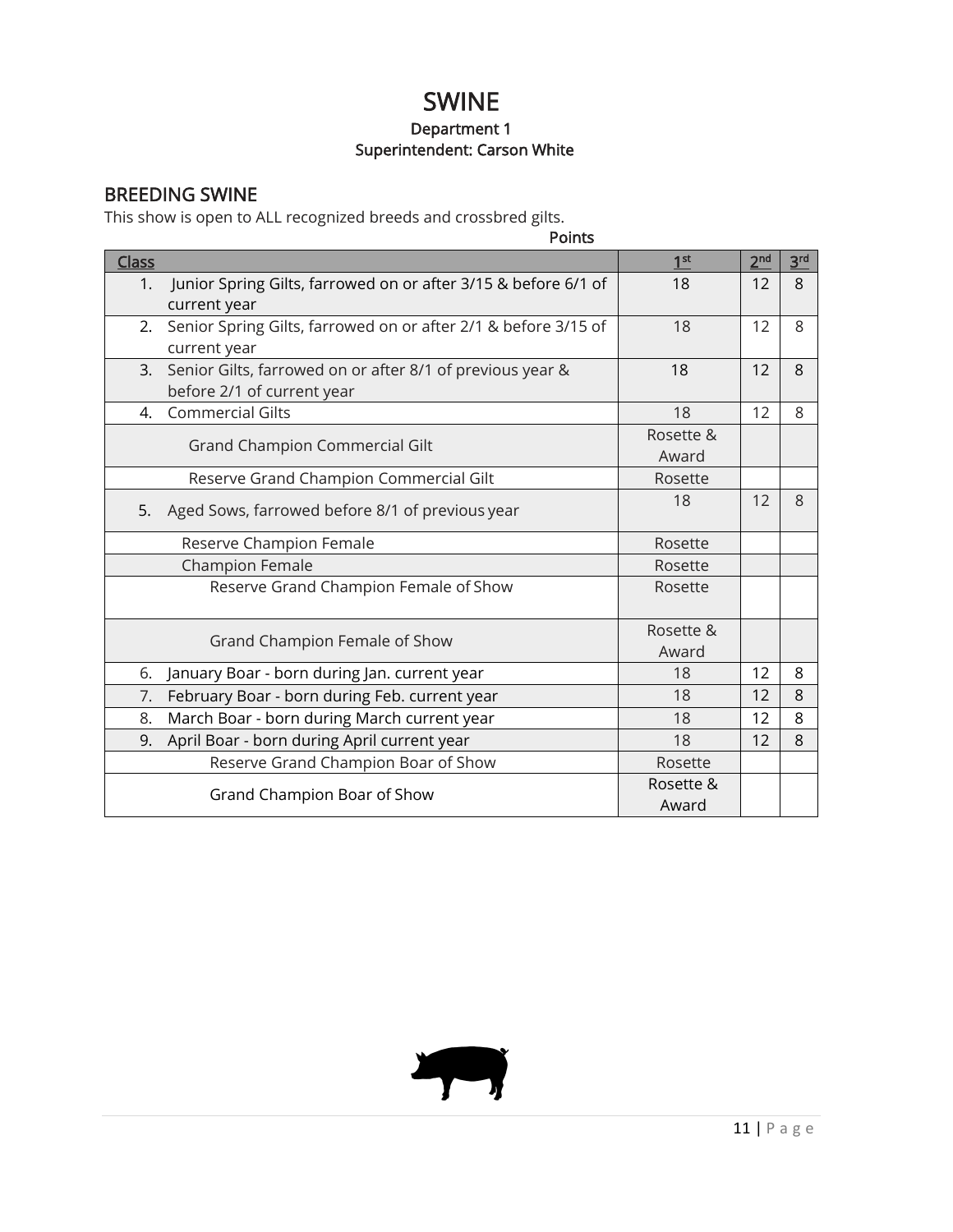# SWINE

**Department 1**
**Superintendent: Carson White**

## BREEDING SWINE

This show is open to ALL recognized breeds and crossbred gilts.

| Class | Points 1st | 2nd | 3rd |
|---|---|---|---|
| 1. Junior Spring Gilts, farrowed on or after 3/15 & before 6/1 of current year | 18 | 12 | 8 |
| 2. Senior Spring Gilts, farrowed on or after 2/1 & before 3/15 of current year | 18 | 12 | 8 |
| 3. Senior Gilts, farrowed on or after 8/1 of previous year & before 2/1 of current year | 18 | 12 | 8 |
| 4. Commercial Gilts | 18 | 12 | 8 |
| Grand Champion Commercial Gilt | Rosette & Award | | |
| Reserve Grand Champion Commercial Gilt | Rosette | | |
| 5. Aged Sows, farrowed before 8/1 of previous year | 18 | 12 | 8 |
| Reserve Champion Female | Rosette | | |
| Champion Female | Rosette | | |
| Reserve Grand Champion Female of Show | Rosette | | |
| Grand Champion Female of Show | Rosette & Award | | |
| 6. January Boar - born during Jan. current year | 18 | 12 | 8 |
| 7. February Boar - born during Feb. current year | 18 | 12 | 8 |
| 8. March Boar - born during March current year | 18 | 12 | 8 |
| 9. April Boar - born during April current year | 18 | 12 | 8 |
| Reserve Grand Champion Boar of Show | Rosette | | |
| Grand Champion Boar of Show | Rosette & Award | | |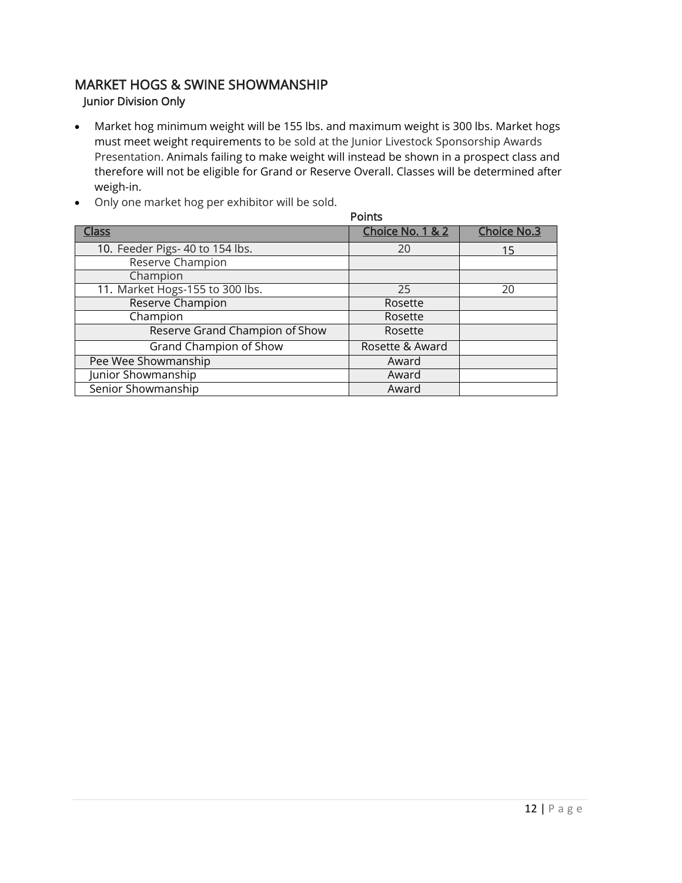## MARKET HOGS & SWINE SHOWMANSHIP

### Junior Division Only

- Market hog minimum weight will be 155 lbs. and maximum weight is 300 lbs. Market hogs must meet weight requirements to be sold at the Junior Livestock Sponsorship Awards Presentation. Animals failing to make weight will instead be shown in a prospect class and therefore will not be eligible for Grand or Reserve Overall. Classes will be determined after weigh-in.
- Only one market hog per exhibitor will be sold.

| Class | Points: Choice No. 1 & 2 | Points: Choice No.3 |
|---|---|---|
| 10. Feeder Pigs- 40 to 154 lbs. | 20 | 15 |
| Reserve Champion | | |
| Champion | | |
| 11. Market Hogs-155 to 300 lbs. | 25 | 20 |
| Reserve Champion | Rosette | |
| Champion | Rosette | |
| Reserve Grand Champion of Show | Rosette | |
| Grand Champion of Show | Rosette & Award | |
| Pee Wee Showmanship | Award | |
| Junior Showmanship | Award | |
| Senior Showmanship | Award | |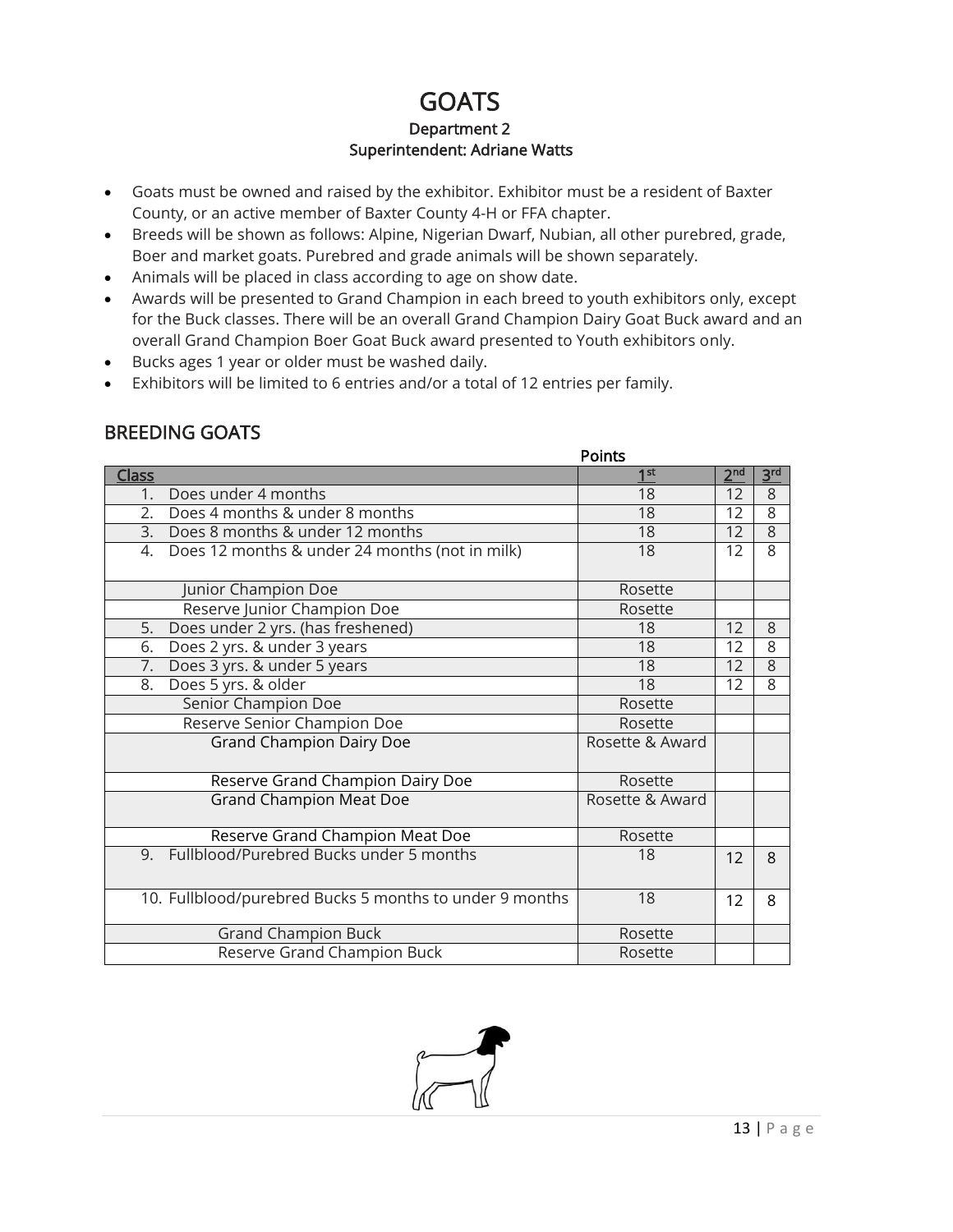# GOATS

### Department 2
### Superintendent: Adriane Watts

- Goats must be owned and raised by the exhibitor. Exhibitor must be a resident of Baxter County, or an active member of Baxter County 4-H or FFA chapter.
- Breeds will be shown as follows: Alpine, Nigerian Dwarf, Nubian, all other purebred, grade, Boer and market goats. Purebred and grade animals will be shown separately.
- Animals will be placed in class according to age on show date.
- Awards will be presented to Grand Champion in each breed to youth exhibitors only, except for the Buck classes. There will be an overall Grand Champion Dairy Goat Buck award and an overall Grand Champion Boer Goat Buck award presented to Youth exhibitors only.
- Bucks ages 1 year or older must be washed daily.
- Exhibitors will be limited to 6 entries and/or a total of 12 entries per family.

## BREEDING GOATS

| Class | Points 1st | 2nd | 3rd |
|---|---|---|---|
| 1. Does under 4 months | 18 | 12 | 8 |
| 2. Does 4 months & under 8 months | 18 | 12 | 8 |
| 3. Does 8 months & under 12 months | 18 | 12 | 8 |
| 4. Does 12 months & under 24 months (not in milk) | 18 | 12 | 8 |
| Junior Champion Doe | Rosette | | |
| Reserve Junior Champion Doe | Rosette | | |
| 5. Does under 2 yrs. (has freshened) | 18 | 12 | 8 |
| 6. Does 2 yrs. & under 3 years | 18 | 12 | 8 |
| 7. Does 3 yrs. & under 5 years | 18 | 12 | 8 |
| 8. Does 5 yrs. & older | 18 | 12 | 8 |
| Senior Champion Doe | Rosette | | |
| Reserve Senior Champion Doe | Rosette | | |
| Grand Champion Dairy Doe | Rosette & Award | | |
| Reserve Grand Champion Dairy Doe | Rosette | | |
| Grand Champion Meat Doe | Rosette & Award | | |
| Reserve Grand Champion Meat Doe | Rosette | | |
| 9. Fullblood/Purebred Bucks under 5 months | 18 | 12 | 8 |
| 10. Fullblood/purebred Bucks 5 months to under 9 months | 18 | 12 | 8 |
| Grand Champion Buck | Rosette | | |
| Reserve Grand Champion Buck | Rosette | | |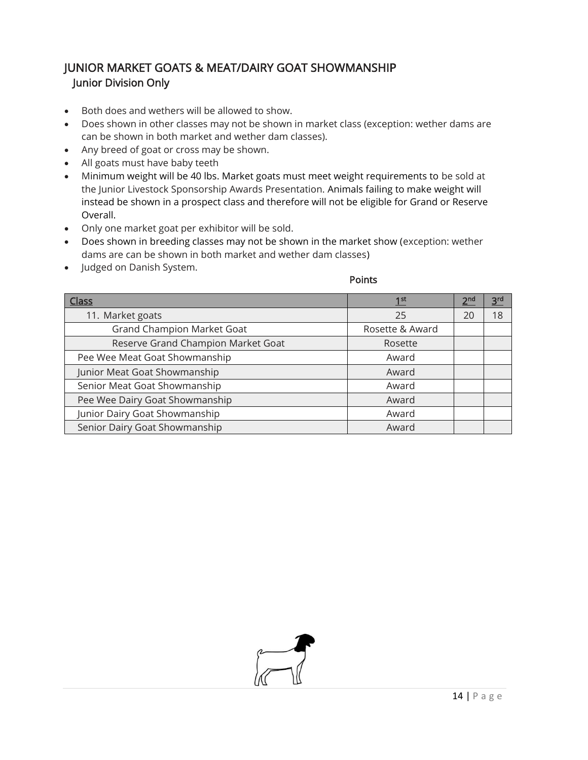## JUNIOR MARKET GOATS & MEAT/DAIRY GOAT SHOWMANSHIP

### Junior Division Only

- Both does and wethers will be allowed to show.
- Does shown in other classes may not be shown in market class (exception: wether dams are can be shown in both market and wether dam classes).
- Any breed of goat or cross may be shown.
- All goats must have baby teeth
- Minimum weight will be 40 lbs. Market goats must meet weight requirements to be sold at the Junior Livestock Sponsorship Awards Presentation. Animals failing to make weight will instead be shown in a prospect class and therefore will not be eligible for Grand or Reserve Overall.
- Only one market goat per exhibitor will be sold.
- Does shown in breeding classes may not be shown in the market show (exception: wether dams are can be shown in both market and wether dam classes)
- Judged on Danish System.

| Class | Points 1st | 2nd | 3rd |
|---|---|---|---|
| 11. Market goats | 25 | 20 | 18 |
| Grand Champion Market Goat | Rosette & Award | | |
| Reserve Grand Champion Market Goat | Rosette | | |
| Pee Wee Meat Goat Showmanship | Award | | |
| Junior Meat Goat Showmanship | Award | | |
| Senior Meat Goat Showmanship | Award | | |
| Pee Wee Dairy Goat Showmanship | Award | | |
| Junior Dairy Goat Showmanship | Award | | |
| Senior Dairy Goat Showmanship | Award | | |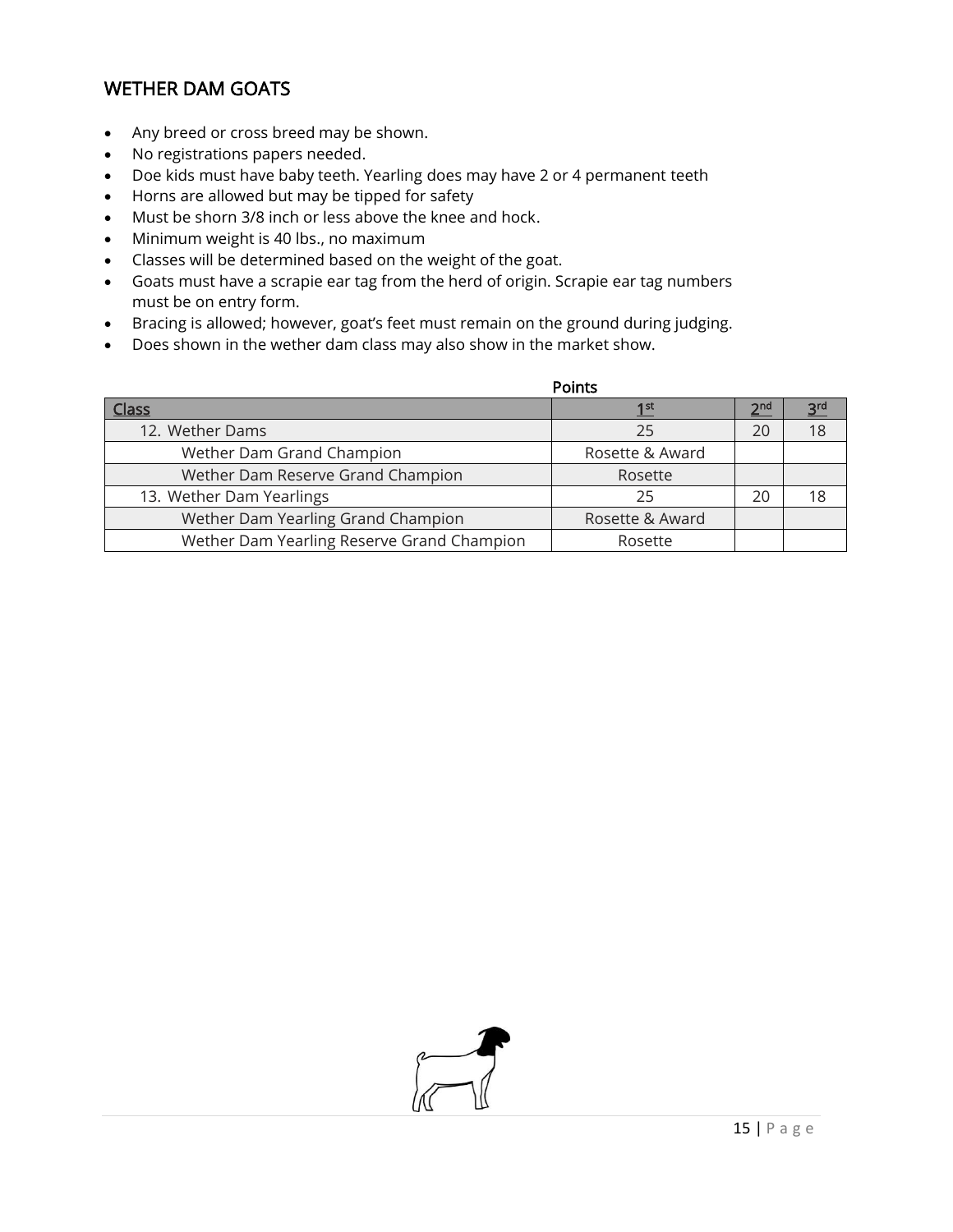## WETHER DAM GOATS

- Any breed or cross breed may be shown.
- No registrations papers needed.
- Doe kids must have baby teeth. Yearling does may have 2 or 4 permanent teeth
- Horns are allowed but may be tipped for safety
- Must be shorn 3/8 inch or less above the knee and hock.
- Minimum weight is 40 lbs., no maximum
- Classes will be determined based on the weight of the goat.
- Goats must have a scrapie ear tag from the herd of origin. Scrapie ear tag numbers must be on entry form.
- Bracing is allowed; however, goat's feet must remain on the ground during judging.
- Does shown in the wether dam class may also show in the market show.

| | Points | | |
|---|---|---|---|
| Class | 1st | 2nd | 3rd |
| 12. Wether Dams | 25 | 20 | 18 |
| Wether Dam Grand Champion | Rosette & Award | | |
| Wether Dam Reserve Grand Champion | Rosette | | |
| 13. Wether Dam Yearlings | 25 | 20 | 18 |
| Wether Dam Yearling Grand Champion | Rosette & Award | | |
| Wether Dam Yearling Reserve Grand Champion | Rosette | | |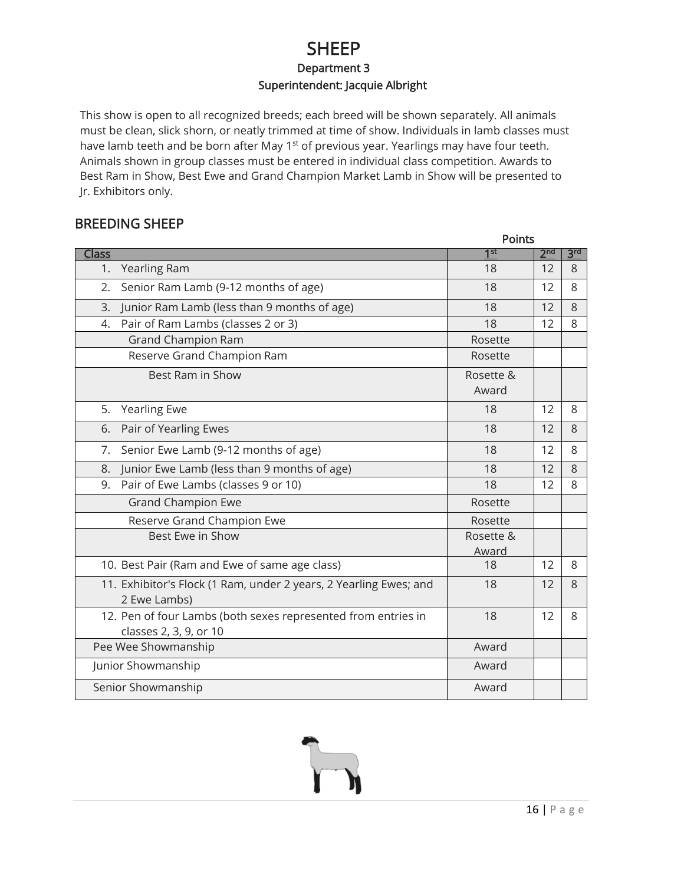# SHEEP

### Department 3

### Superintendent: Jacquie Albright

This show is open to all recognized breeds; each breed will be shown separately. All animals must be clean, slick shorn, or neatly trimmed at time of show. Individuals in lamb classes must have lamb teeth and be born after May 1st of previous year. Yearlings may have four teeth. Animals shown in group classes must be entered in individual class competition. Awards to Best Ram in Show, Best Ewe and Grand Champion Market Lamb in Show will be presented to Jr. Exhibitors only.

## BREEDING SHEEP

| Class | Points 1st | 2nd | 3rd |
|---|---|---|---|
| 1. Yearling Ram | 18 | 12 | 8 |
| 2. Senior Ram Lamb (9-12 months of age) | 18 | 12 | 8 |
| 3. Junior Ram Lamb (less than 9 months of age) | 18 | 12 | 8 |
| 4. Pair of Ram Lambs (classes 2 or 3) | 18 | 12 | 8 |
| Grand Champion Ram | Rosette | | |
| Reserve Grand Champion Ram | Rosette | | |
| Best Ram in Show | Rosette & Award | | |
| 5. Yearling Ewe | 18 | 12 | 8 |
| 6. Pair of Yearling Ewes | 18 | 12 | 8 |
| 7. Senior Ewe Lamb (9-12 months of age) | 18 | 12 | 8 |
| 8. Junior Ewe Lamb (less than 9 months of age) | 18 | 12 | 8 |
| 9. Pair of Ewe Lambs (classes 9 or 10) | 18 | 12 | 8 |
| Grand Champion Ewe | Rosette | | |
| Reserve Grand Champion Ewe | Rosette | | |
| Best Ewe in Show | Rosette & Award | | |
| 10. Best Pair (Ram and Ewe of same age class) | 18 | 12 | 8 |
| 11. Exhibitor's Flock (1 Ram, under 2 years, 2 Yearling Ewes; and 2 Ewe Lambs) | 18 | 12 | 8 |
| 12. Pen of four Lambs (both sexes represented from entries in classes 2, 3, 9, or 10 | 18 | 12 | 8 |
| Pee Wee Showmanship | Award | | |
| Junior Showmanship | Award | | |
| Senior Showmanship | Award | | |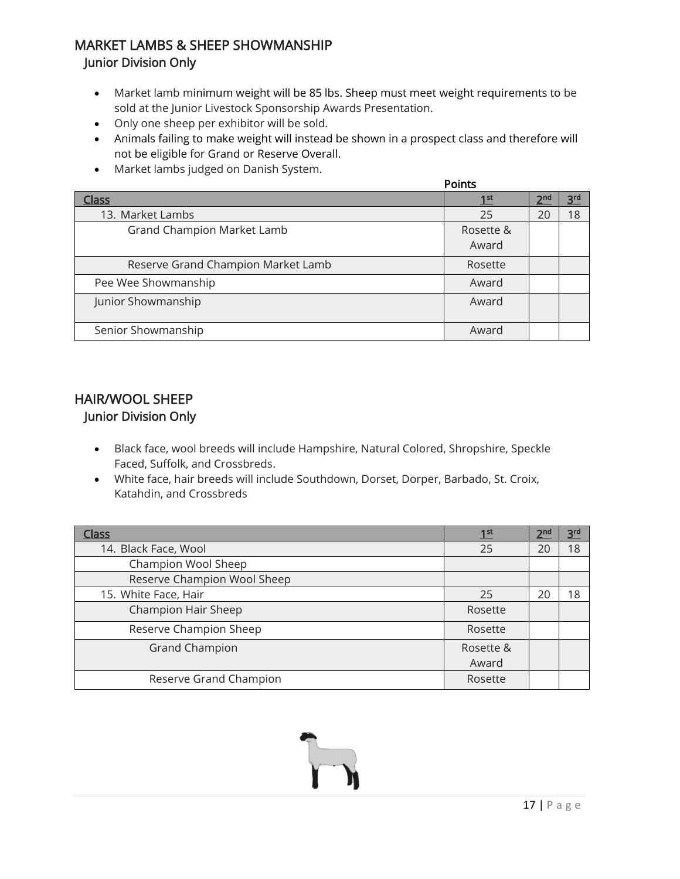## MARKET LAMBS & SHEEP SHOWMANSHIP

### Junior Division Only

- Market lamb minimum weight will be 85 lbs. Sheep must meet weight requirements to be sold at the Junior Livestock Sponsorship Awards Presentation.
- Only one sheep per exhibitor will be sold.
- Animals failing to make weight will instead be shown in a prospect class and therefore will not be eligible for Grand or Reserve Overall.
- Market lambs judged on Danish System.

| | Points | | |
|---|---|---|---|
| Class | 1st | 2nd | 3rd |
| 13. Market Lambs | 25 | 20 | 18 |
| Grand Champion Market Lamb | Rosette & Award | | |
| Reserve Grand Champion Market Lamb | Rosette | | |
| Pee Wee Showmanship | Award | | |
| Junior Showmanship | Award | | |
| Senior Showmanship | Award | | |

## HAIR/WOOL SHEEP

### Junior Division Only

- Black face, wool breeds will include Hampshire, Natural Colored, Shropshire, Speckle Faced, Suffolk, and Crossbreds.
- White face, hair breeds will include Southdown, Dorset, Dorper, Barbado, St. Croix, Katahdin, and Crossbreds

| Class | 1st | 2nd | 3rd |
|---|---|---|---|
| 14. Black Face, Wool | 25 | 20 | 18 |
| Champion Wool Sheep | | | |
| Reserve Champion Wool Sheep | | | |
| 15. White Face, Hair | 25 | 20 | 18 |
| Champion Hair Sheep | Rosette | | |
| Reserve Champion Sheep | Rosette | | |
| Grand Champion | Rosette & Award | | |
| Reserve Grand Champion | Rosette | | |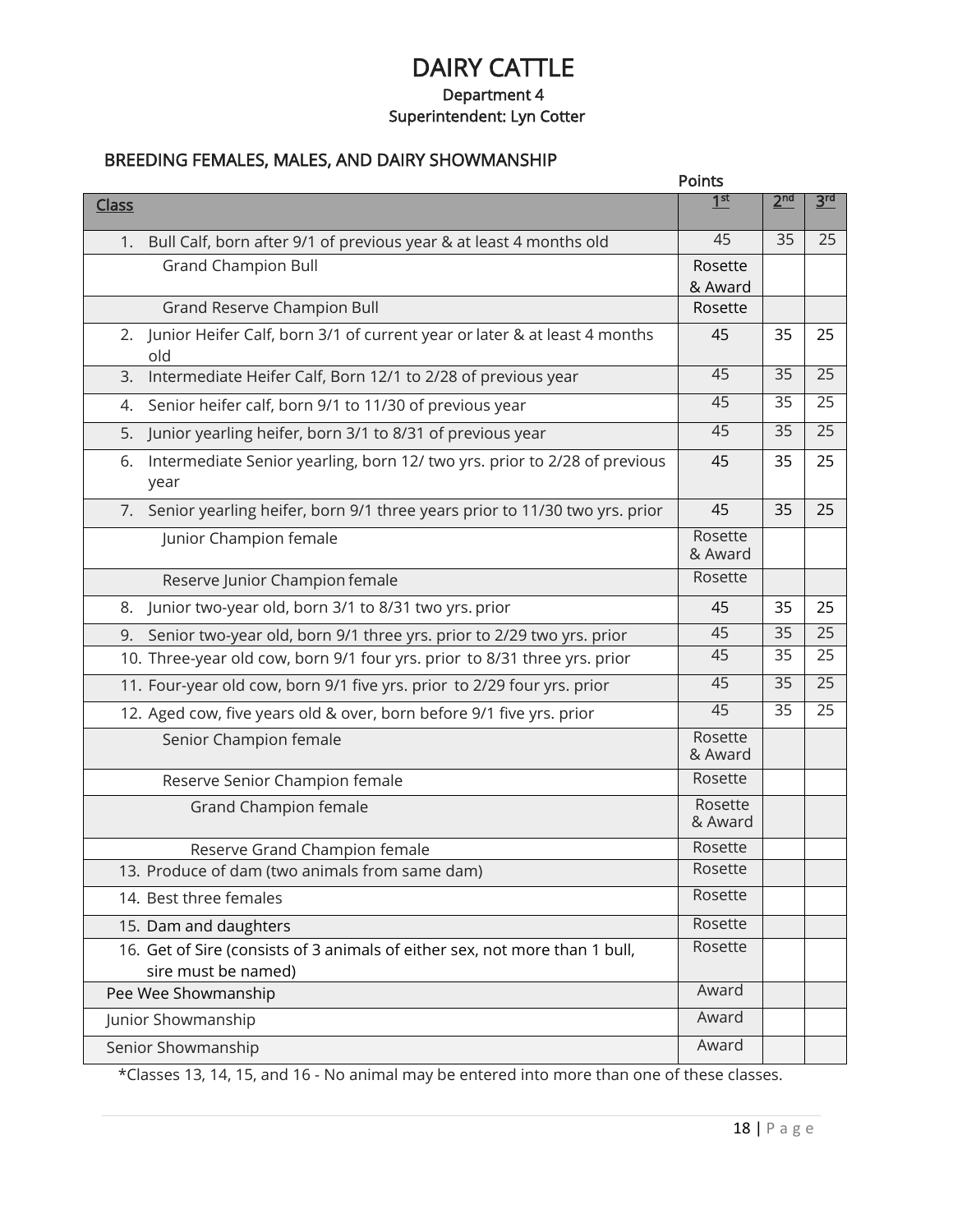# DAIRY CATTLE

### Department 4

### Superintendent: Lyn Cotter

## BREEDING FEMALES, MALES, AND DAIRY SHOWMANSHIP

| Class | Points 1st | 2nd | 3rd |
|---|---|---|---|
| 1. Bull Calf, born after 9/1 of previous year & at least 4 months old | 45 | 35 | 25 |
| Grand Champion Bull | Rosette & Award | | |
| Grand Reserve Champion Bull | Rosette | | |
| 2. Junior Heifer Calf, born 3/1 of current year or later & at least 4 months old | 45 | 35 | 25 |
| 3. Intermediate Heifer Calf, Born 12/1 to 2/28 of previous year | 45 | 35 | 25 |
| 4. Senior heifer calf, born 9/1 to 11/30 of previous year | 45 | 35 | 25 |
| 5. Junior yearling heifer, born 3/1 to 8/31 of previous year | 45 | 35 | 25 |
| 6. Intermediate Senior yearling, born 12/ two yrs. prior to 2/28 of previous year | 45 | 35 | 25 |
| 7. Senior yearling heifer, born 9/1 three years prior to 11/30 two yrs. prior | 45 | 35 | 25 |
| Junior Champion female | Rosette & Award | | |
| Reserve Junior Champion female | Rosette | | |
| 8. Junior two-year old, born 3/1 to 8/31 two yrs. prior | 45 | 35 | 25 |
| 9. Senior two-year old, born 9/1 three yrs. prior to 2/29 two yrs. prior | 45 | 35 | 25 |
| 10. Three-year old cow, born 9/1 four yrs. prior to 8/31 three yrs. prior | 45 | 35 | 25 |
| 11. Four-year old cow, born 9/1 five yrs. prior to 2/29 four yrs. prior | 45 | 35 | 25 |
| 12. Aged cow, five years old & over, born before 9/1 five yrs. prior | 45 | 35 | 25 |
| Senior Champion female | Rosette & Award | | |
| Reserve Senior Champion female | Rosette | | |
| Grand Champion female | Rosette & Award | | |
| Reserve Grand Champion female | Rosette | | |
| 13. Produce of dam (two animals from same dam) | Rosette | | |
| 14. Best three females | Rosette | | |
| 15. Dam and daughters | Rosette | | |
| 16. Get of Sire (consists of 3 animals of either sex, not more than 1 bull, sire must be named) | Rosette | | |
| Pee Wee Showmanship | Award | | |
| Junior Showmanship | Award | | |
| Senior Showmanship | Award | | |

*Classes 13, 14, 15, and 16 - No animal may be entered into more than one of these classes.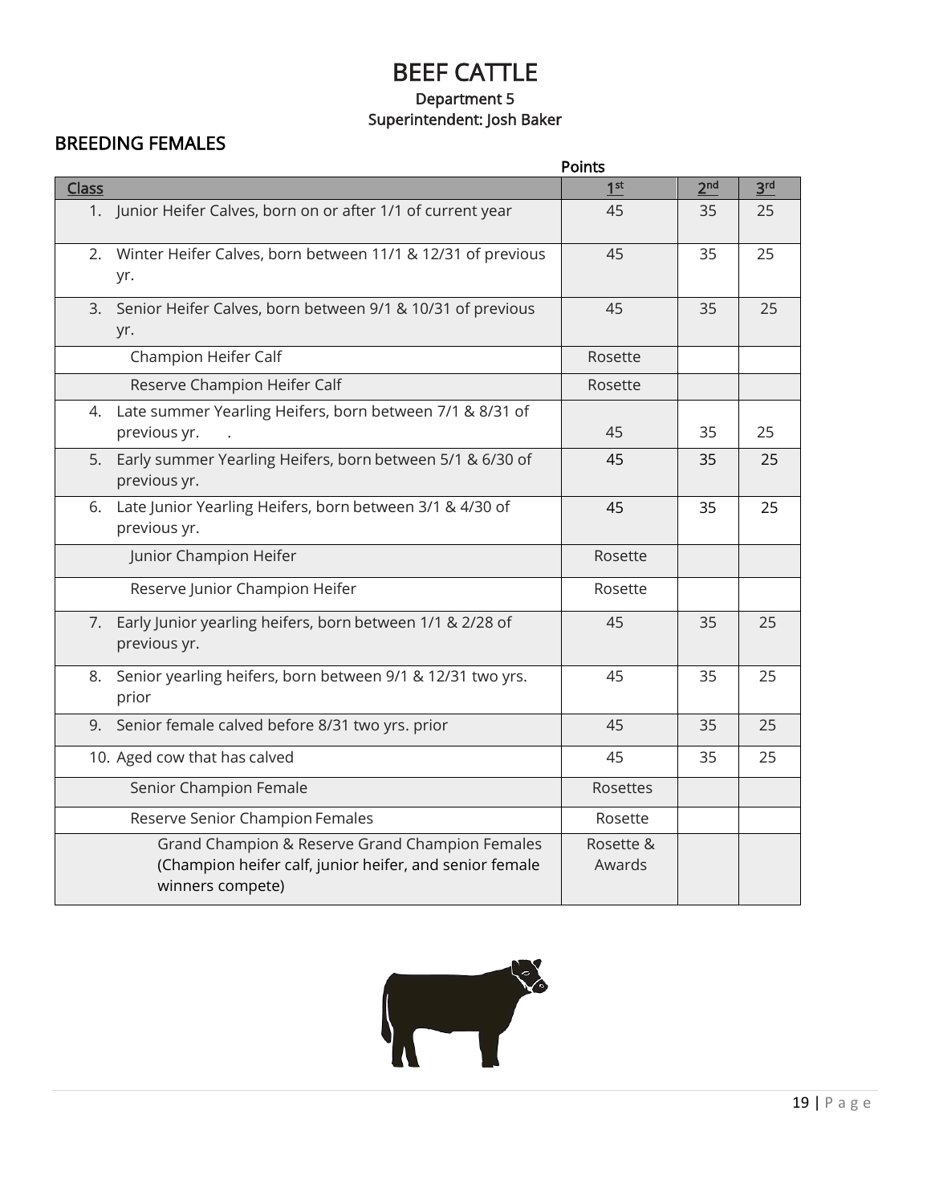# BEEF CATTLE

**Department 5**

**Superintendent: Josh Baker**

## BREEDING FEMALES

| Class | Points 1st | 2nd | 3rd |
|---|---|---|---|
| 1. Junior Heifer Calves, born on or after 1/1 of current year | 45 | 35 | 25 |
| 2. Winter Heifer Calves, born between 11/1 & 12/31 of previous yr. | 45 | 35 | 25 |
| 3. Senior Heifer Calves, born between 9/1 & 10/31 of previous yr. | 45 | 35 | 25 |
| Champion Heifer Calf | Rosette | | |
| Reserve Champion Heifer Calf | Rosette | | |
| 4. Late summer Yearling Heifers, born between 7/1 & 8/31 of previous yr. . | 45 | 35 | 25 |
| 5. Early summer Yearling Heifers, born between 5/1 & 6/30 of previous yr. | 45 | 35 | 25 |
| 6. Late Junior Yearling Heifers, born between 3/1 & 4/30 of previous yr. | 45 | 35 | 25 |
| Junior Champion Heifer | Rosette | | |
| Reserve Junior Champion Heifer | Rosette | | |
| 7. Early Junior yearling heifers, born between 1/1 & 2/28 of previous yr. | 45 | 35 | 25 |
| 8. Senior yearling heifers, born between 9/1 & 12/31 two yrs. prior | 45 | 35 | 25 |
| 9. Senior female calved before 8/31 two yrs. prior | 45 | 35 | 25 |
| 10. Aged cow that has calved | 45 | 35 | 25 |
| Senior Champion Female | Rosettes | | |
| Reserve Senior Champion Females | Rosette | | |
| Grand Champion & Reserve Grand Champion Females (Champion heifer calf, junior heifer, and senior female winners compete) | Rosette & Awards | | |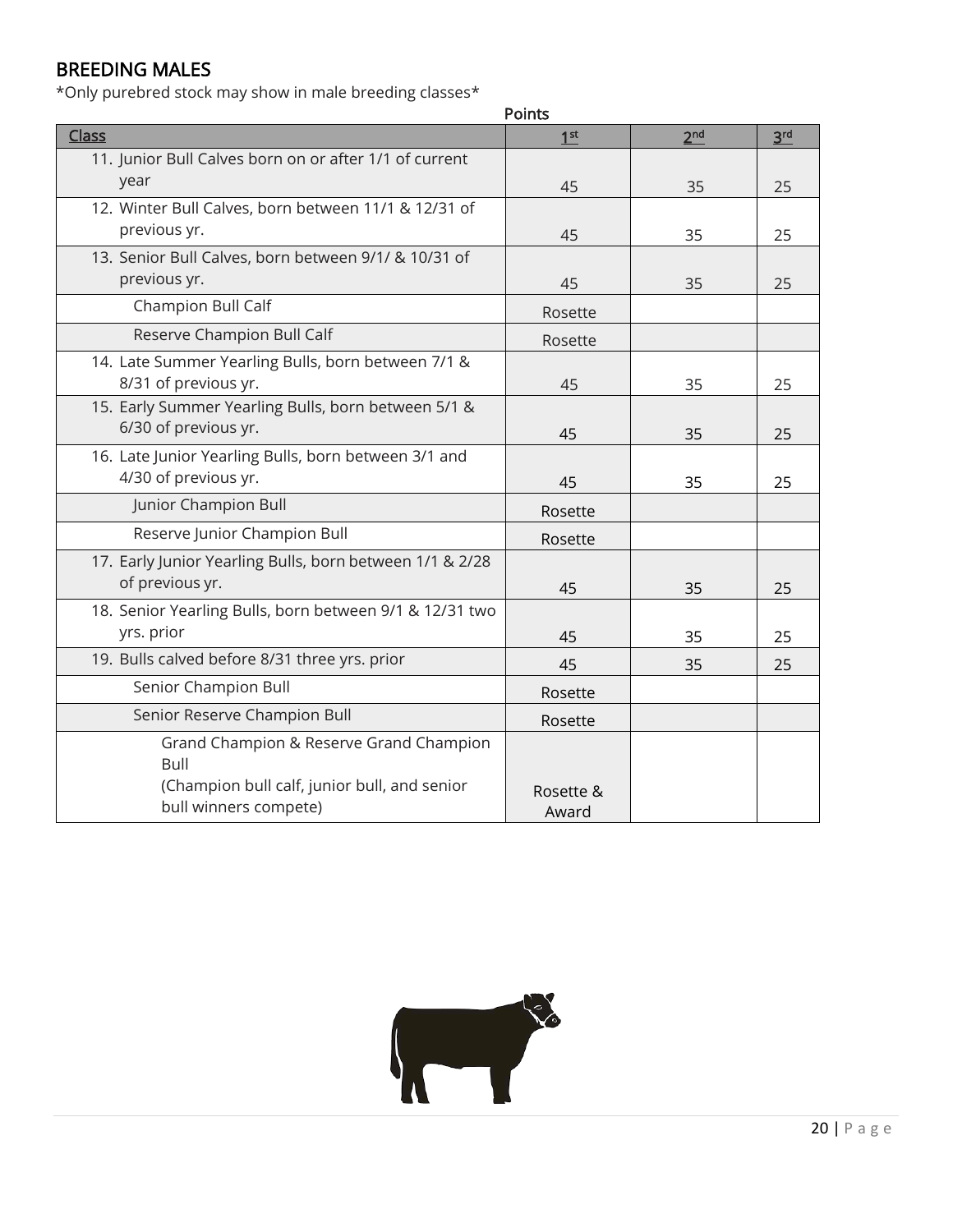## BREEDING MALES

*Only purebred stock may show in male breeding classes*

| Class | Points 1st | 2nd | 3rd |
|---|---|---|---|
| 11. Junior Bull Calves born on or after 1/1 of current year | 45 | 35 | 25 |
| 12. Winter Bull Calves, born between 11/1 & 12/31 of previous yr. | 45 | 35 | 25 |
| 13. Senior Bull Calves, born between 9/1/ & 10/31 of previous yr. | 45 | 35 | 25 |
| Champion Bull Calf | Rosette | | |
| Reserve Champion Bull Calf | Rosette | | |
| 14. Late Summer Yearling Bulls, born between 7/1 & 8/31 of previous yr. | 45 | 35 | 25 |
| 15. Early Summer Yearling Bulls, born between 5/1 & 6/30 of previous yr. | 45 | 35 | 25 |
| 16. Late Junior Yearling Bulls, born between 3/1 and 4/30 of previous yr. | 45 | 35 | 25 |
| Junior Champion Bull | Rosette | | |
| Reserve Junior Champion Bull | Rosette | | |
| 17. Early Junior Yearling Bulls, born between 1/1 & 2/28 of previous yr. | 45 | 35 | 25 |
| 18. Senior Yearling Bulls, born between 9/1 & 12/31 two yrs. prior | 45 | 35 | 25 |
| 19. Bulls calved before 8/31 three yrs. prior | 45 | 35 | 25 |
| Senior Champion Bull | Rosette | | |
| Senior Reserve Champion Bull | Rosette | | |
| Grand Champion & Reserve Grand Champion Bull (Champion bull calf, junior bull, and senior bull winners compete) | Rosette & Award | | |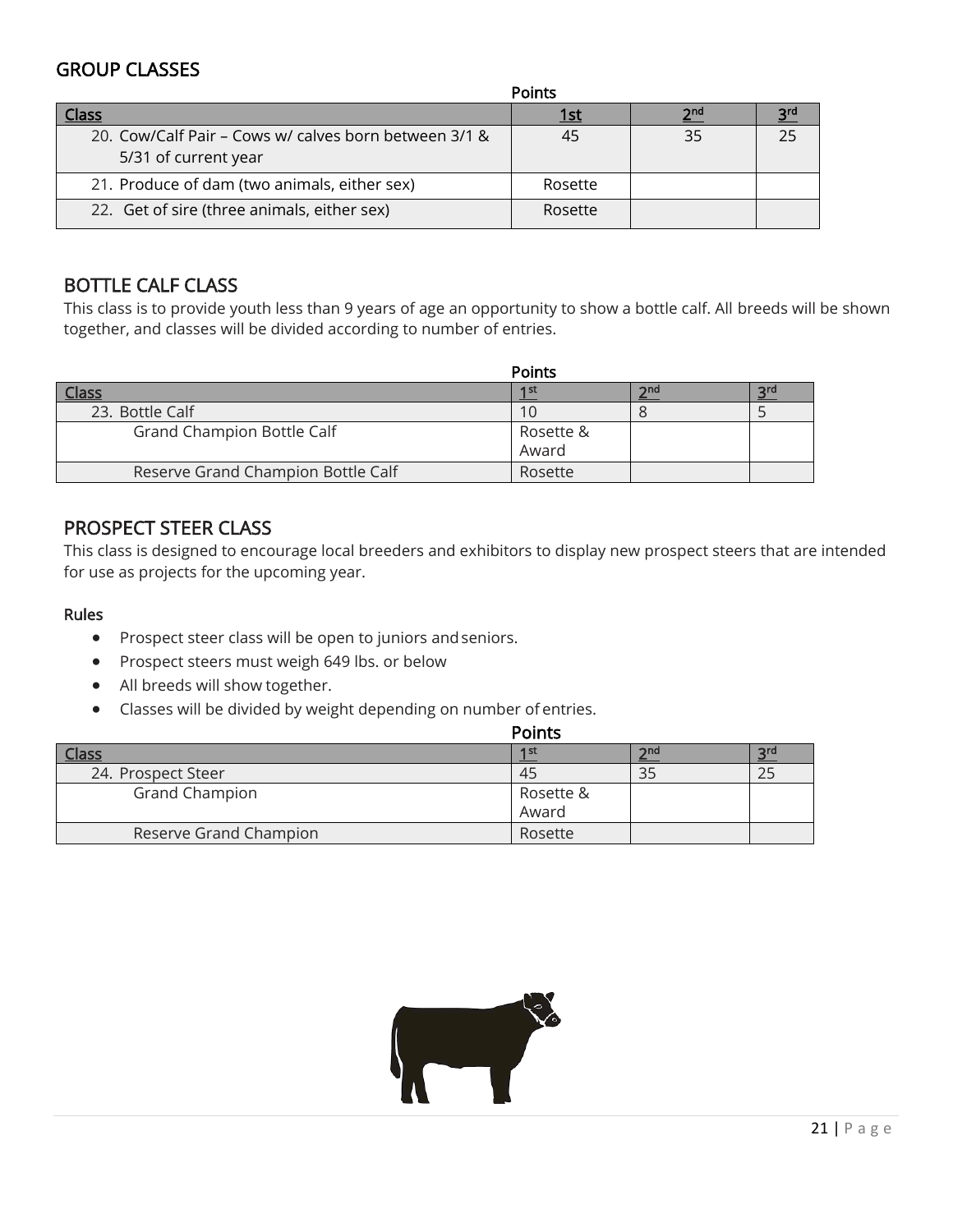## GROUP CLASSES

| Class | Points 1st | 2nd | 3rd |
|---|---|---|---|
| 20. Cow/Calf Pair – Cows w/ calves born between 3/1 & 5/31 of current year | 45 | 35 | 25 |
| 21. Produce of dam (two animals, either sex) | Rosette | | |
| 22. Get of sire (three animals, either sex) | Rosette | | |

## BOTTLE CALF CLASS

This class is to provide youth less than 9 years of age an opportunity to show a bottle calf. All breeds will be shown together, and classes will be divided according to number of entries.

| Class | Points 1st | 2nd | 3rd |
|---|---|---|---|
| 23. Bottle Calf | 10 | 8 | 5 |
| Grand Champion Bottle Calf | Rosette & Award | | |
| Reserve Grand Champion Bottle Calf | Rosette | | |

## PROSPECT STEER CLASS

This class is designed to encourage local breeders and exhibitors to display new prospect steers that are intended for use as projects for the upcoming year.

**Rules**

- Prospect steer class will be open to juniors and seniors.
- Prospect steers must weigh 649 lbs. or below
- All breeds will show together.
- Classes will be divided by weight depending on number of entries.

| Class | Points 1st | 2nd | 3rd |
|---|---|---|---|
| 24. Prospect Steer | 45 | 35 | 25 |
| Grand Champion | Rosette & Award | | |
| Reserve Grand Champion | Rosette | | |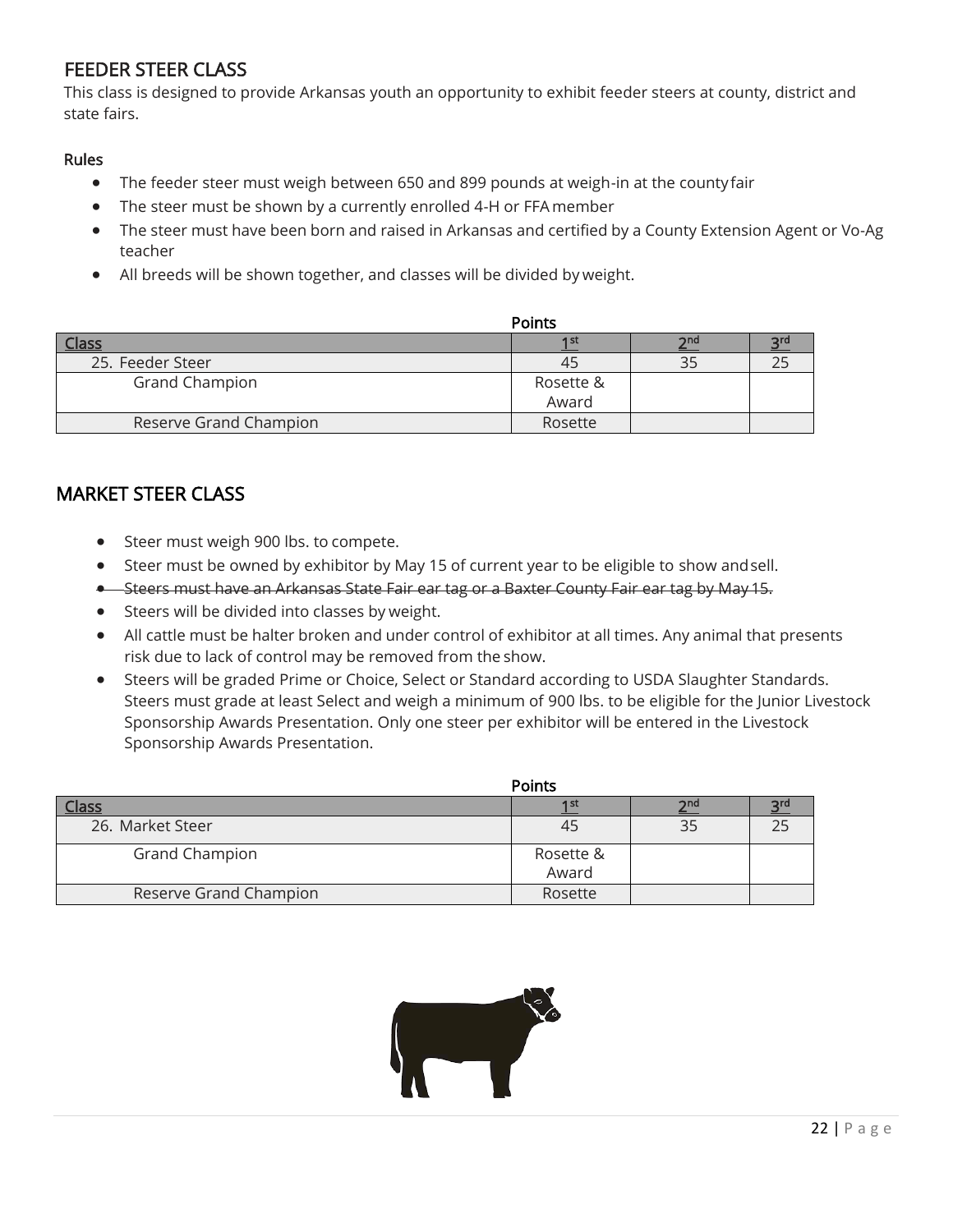## FEEDER STEER CLASS

This class is designed to provide Arkansas youth an opportunity to exhibit feeder steers at county, district and state fairs.

### Rules

- The feeder steer must weigh between 650 and 899 pounds at weigh-in at the county fair
- The steer must be shown by a currently enrolled 4-H or FFA member
- The steer must have been born and raised in Arkansas and certified by a County Extension Agent or Vo-Ag teacher
- All breeds will be shown together, and classes will be divided by weight.

| | Points | | |
|---|---|---|---|
| Class | 1st | 2nd | 3rd |
| 25. Feeder Steer | 45 | 35 | 25 |
| Grand Champion | Rosette & Award | | |
| Reserve Grand Champion | Rosette | | |

## MARKET STEER CLASS

- Steer must weigh 900 lbs. to compete.
- Steer must be owned by exhibitor by May 15 of current year to be eligible to show and sell.
- ~~Steers must have an Arkansas State Fair ear tag or a Baxter County Fair ear tag by May 15.~~
- Steers will be divided into classes by weight.
- All cattle must be halter broken and under control of exhibitor at all times. Any animal that presents risk due to lack of control may be removed from the show.
- Steers will be graded Prime or Choice, Select or Standard according to USDA Slaughter Standards. Steers must grade at least Select and weigh a minimum of 900 lbs. to be eligible for the Junior Livestock Sponsorship Awards Presentation. Only one steer per exhibitor will be entered in the Livestock Sponsorship Awards Presentation.

| | Points | | |
|---|---|---|---|
| Class | 1st | 2nd | 3rd |
| 26. Market Steer | 45 | 35 | 25 |
| Grand Champion | Rosette & Award | | |
| Reserve Grand Champion | Rosette | | |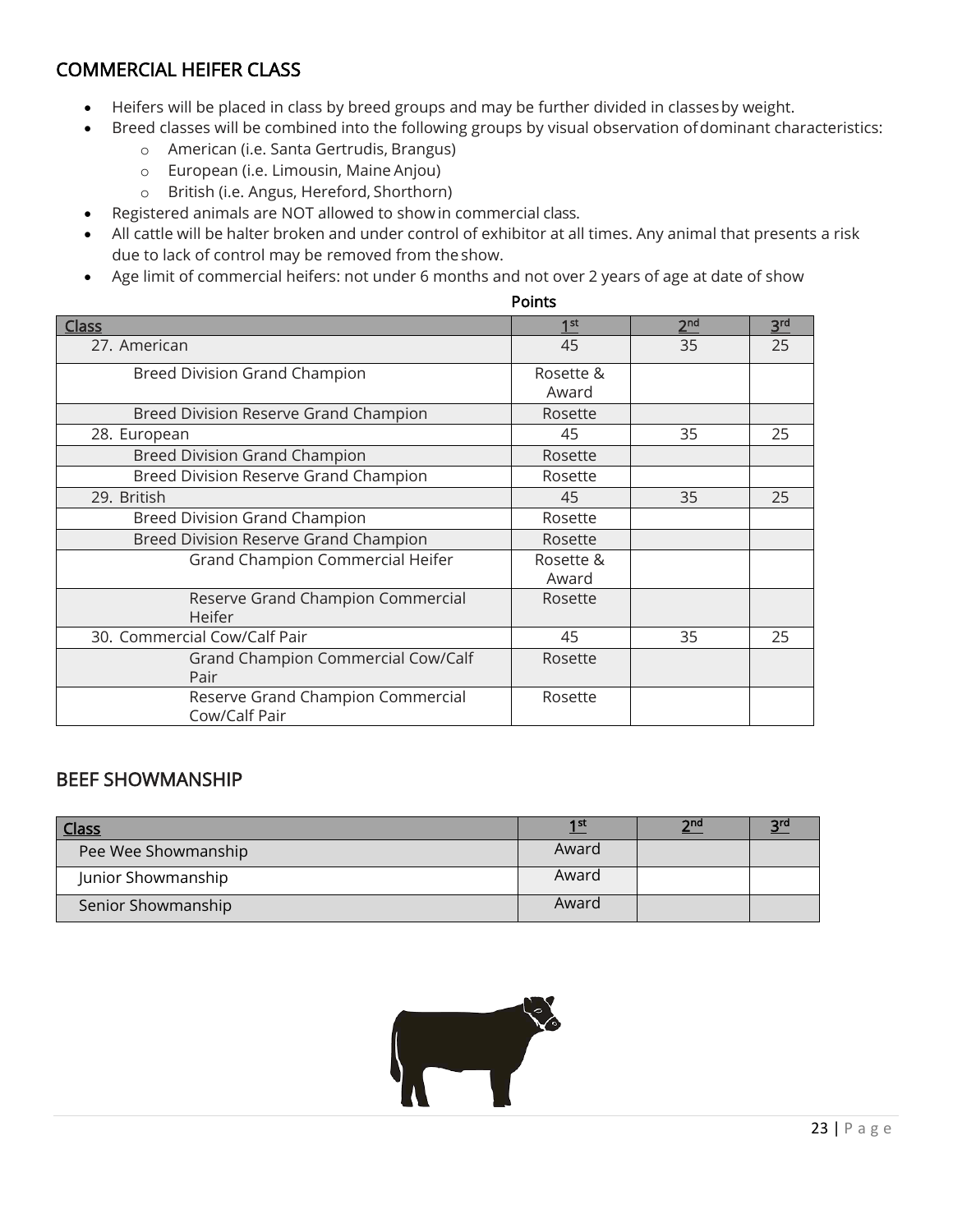## COMMERCIAL HEIFER CLASS

- Heifers will be placed in class by breed groups and may be further divided in classes by weight.
- Breed classes will be combined into the following groups by visual observation of dominant characteristics:
  - American (i.e. Santa Gertrudis, Brangus)
  - European (i.e. Limousin, Maine Anjou)
  - British (i.e. Angus, Hereford, Shorthorn)
- Registered animals are NOT allowed to show in commercial class.
- All cattle will be halter broken and under control of exhibitor at all times. Any animal that presents a risk due to lack of control may be removed from the show.
- Age limit of commercial heifers: not under 6 months and not over 2 years of age at date of show

| Class | Points 1st | 2nd | 3rd |
|---|---|---|---|
| 27. American | 45 | 35 | 25 |
| Breed Division Grand Champion | Rosette & Award | | |
| Breed Division Reserve Grand Champion | Rosette | | |
| 28. European | 45 | 35 | 25 |
| Breed Division Grand Champion | Rosette | | |
| Breed Division Reserve Grand Champion | Rosette | | |
| 29. British | 45 | 35 | 25 |
| Breed Division Grand Champion | Rosette | | |
| Breed Division Reserve Grand Champion | Rosette | | |
| Grand Champion Commercial Heifer | Rosette & Award | | |
| Reserve Grand Champion Commercial Heifer | Rosette | | |
| 30. Commercial Cow/Calf Pair | 45 | 35 | 25 |
| Grand Champion Commercial Cow/Calf Pair | Rosette | | |
| Reserve Grand Champion Commercial Cow/Calf Pair | Rosette | | |

## BEEF SHOWMANSHIP

| Class | 1st | 2nd | 3rd |
|---|---|---|---|
| Pee Wee Showmanship | Award | | |
| Junior Showmanship | Award | | |
| Senior Showmanship | Award | | |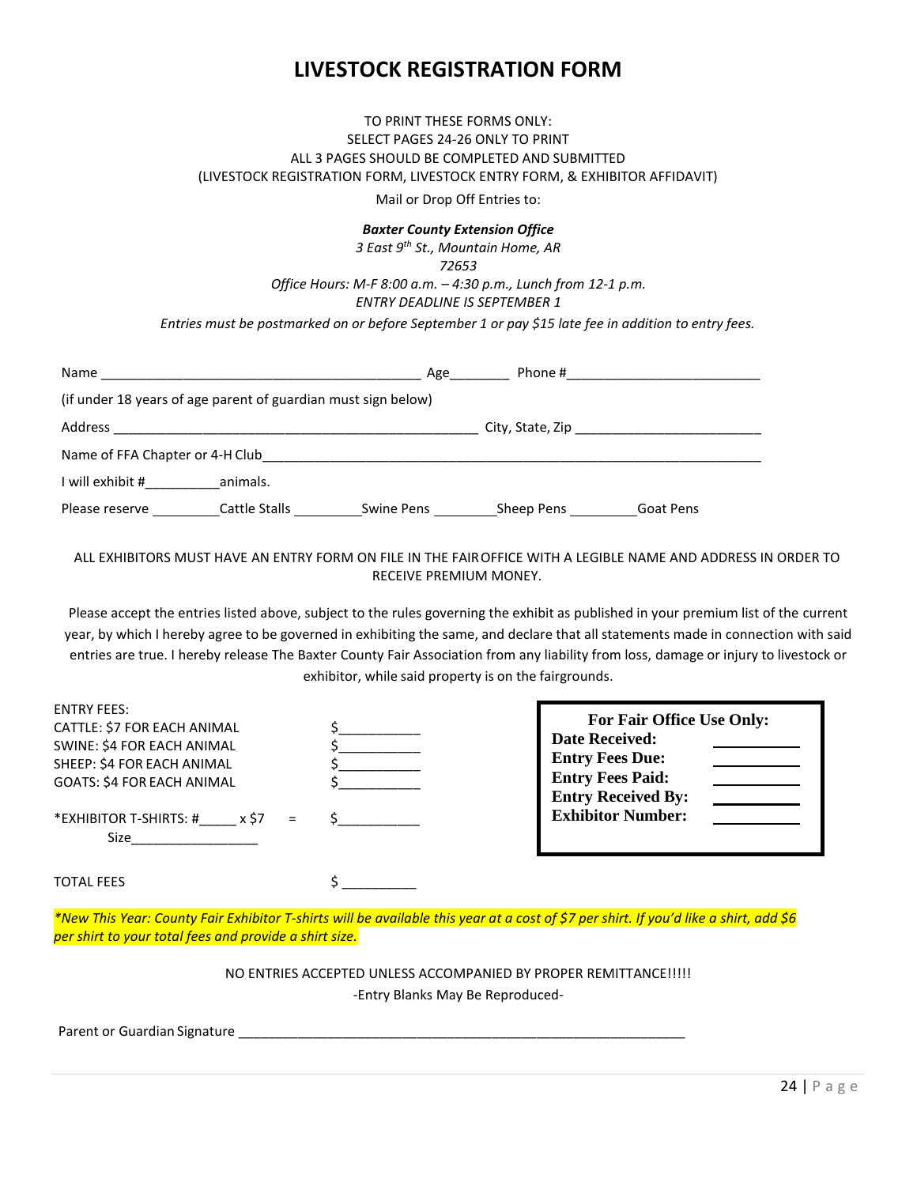# LIVESTOCK REGISTRATION FORM

TO PRINT THESE FORMS ONLY:
SELECT PAGES 24-26 ONLY TO PRINT
ALL 3 PAGES SHOULD BE COMPLETED AND SUBMITTED
(LIVESTOCK REGISTRATION FORM, LIVESTOCK ENTRY FORM, & EXHIBITOR AFFIDAVIT)

Mail or Drop Off Entries to:

***Baxter County Extension Office***
*3 East 9th St., Mountain Home, AR*
*72653*
*Office Hours: M-F 8:00 a.m. – 4:30 p.m., Lunch from 12-1 p.m.*
*ENTRY DEADLINE IS SEPTEMBER 1*

*Entries must be postmarked on or before September 1 or pay $15 late fee in addition to entry fees.*

Name ____________________________________________ Age________ Phone #__________________________

(if under 18 years of age parent of guardian must sign below)

Address __________________________________________________ City, State, Zip _________________________

Name of FFA Chapter or 4-H Club______________________________________________________________________

I will exhibit #__________animals.

Please reserve _________Cattle Stalls _________Swine Pens _________Sheep Pens _________Goat Pens

ALL EXHIBITORS MUST HAVE AN ENTRY FORM ON FILE IN THE FAIR OFFICE WITH A LEGIBLE NAME AND ADDRESS IN ORDER TO RECEIVE PREMIUM MONEY.

Please accept the entries listed above, subject to the rules governing the exhibit as published in your premium list of the current year, by which I hereby agree to be governed in exhibiting the same, and declare that all statements made in connection with said entries are true. I hereby release The Baxter County Fair Association from any liability from loss, damage or injury to livestock or exhibitor, while said property is on the fairgrounds.

ENTRY FEES:
CATTLE: $7 FOR EACH ANIMAL $___________
SWINE: $4 FOR EACH ANIMAL $___________
SHEEP: $4 FOR EACH ANIMAL $___________
GOATS: $4 FOR EACH ANIMAL $___________

*EXHIBITOR T-SHIRTS: #_____ x $7 = $___________
Size_________________

TOTAL FEES $ __________

**For Fair Office Use Only:**
**Date Received:** __________
**Entry Fees Due:** __________
**Entry Fees Paid:** __________
**Entry Received By:** __________
**Exhibitor Number:** __________

*\*New This Year: County Fair Exhibitor T-shirts will be available this year at a cost of $7 per shirt. If you'd like a shirt, add $6 per shirt to your total fees and provide a shirt size.*

NO ENTRIES ACCEPTED UNLESS ACCOMPANIED BY PROPER REMITTANCE!!!!!
-Entry Blanks May Be Reproduced-

Parent or Guardian Signature ______________________________________________________________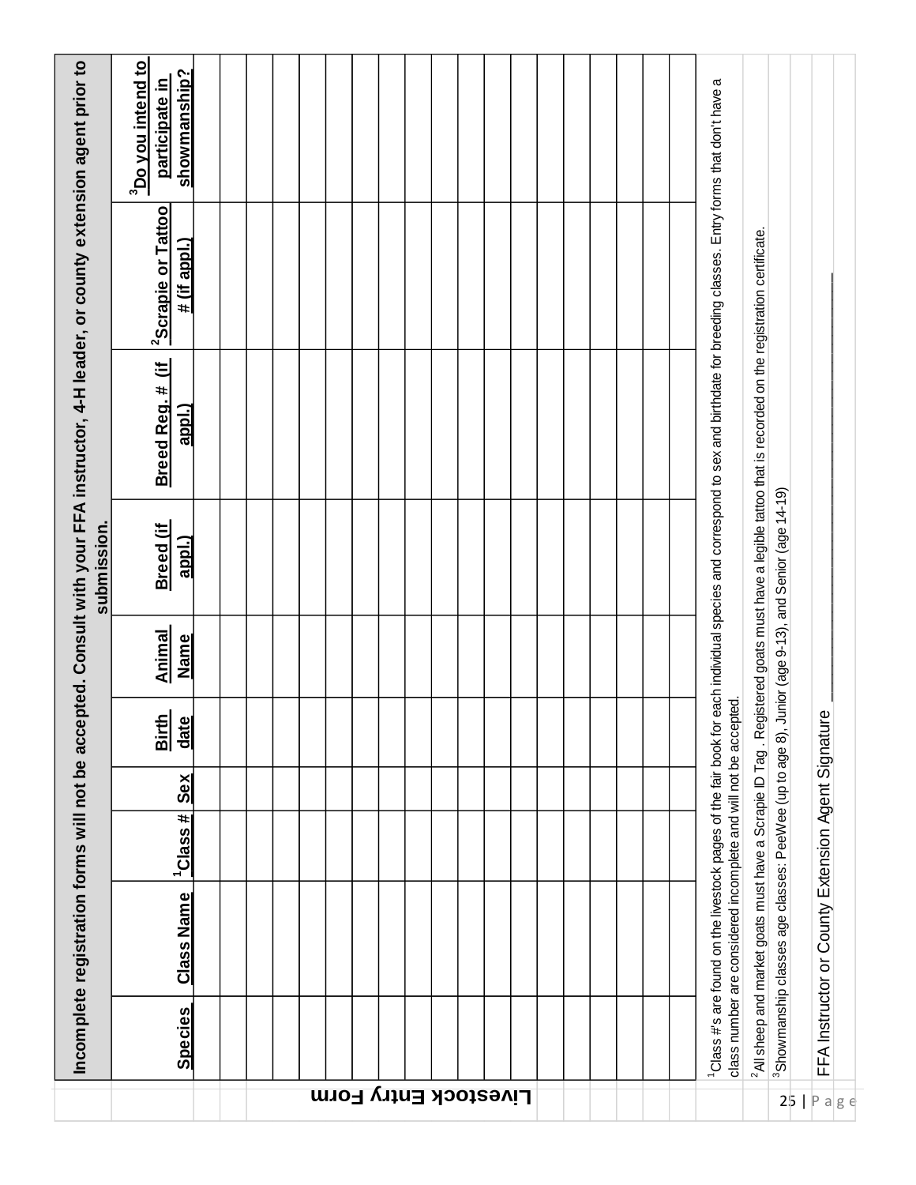# Livestock Entry Form

**Incomplete registration forms will not be accepted. Consult with your FFA instructor, 4-H leader, or county extension agent prior to submission.**

| Species | Class Name | [1]Class # | Sex | Birth date | Animal Name | Breed (if appl.) | Breed Reg. # (if appl.) | [2]Scrapie or Tattoo # (if appl.) | [3]Do you intend to participate in showmanship? |
|---|---|---|---|---|---|---|---|---|---|
| | | | | | | | | | |
| | | | | | | | | | |
| | | | | | | | | | |
| | | | | | | | | | |
| | | | | | | | | | |
| | | | | | | | | | |
| | | | | | | | | | |
| | | | | | | | | | |
| | | | | | | | | | |
| | | | | | | | | | |
| | | | | | | | | | |
| | | | | | | | | | |
| | | | | | | | | | |
| | | | | | | | | | |
| | | | | | | | | | |
| | | | | | | | | | |
| | | | | | | | | | |
| | | | | | | | | | |

[1]Class #'s are found on the livestock pages of the fair book for each individual species and correspond to sex and birthdate for breeding classes. Entry forms that don't have a class number are considered incomplete and will not be accepted.

[2]All sheep and market goats must have a Scrapie ID Tag . Registered goats must have a legible tattoo that is recorded on the registration certificate.

[3]Showmanship classes age classes: PeeWee (up to age 8), Junior (age 9-13), and Senior (age 14-19)

FFA Instructor or County Extension Agent Signature \_\_\_\_\_\_\_\_\_\_\_\_\_\_\_\_\_\_\_\_\_\_\_\_\_\_\_\_\_\_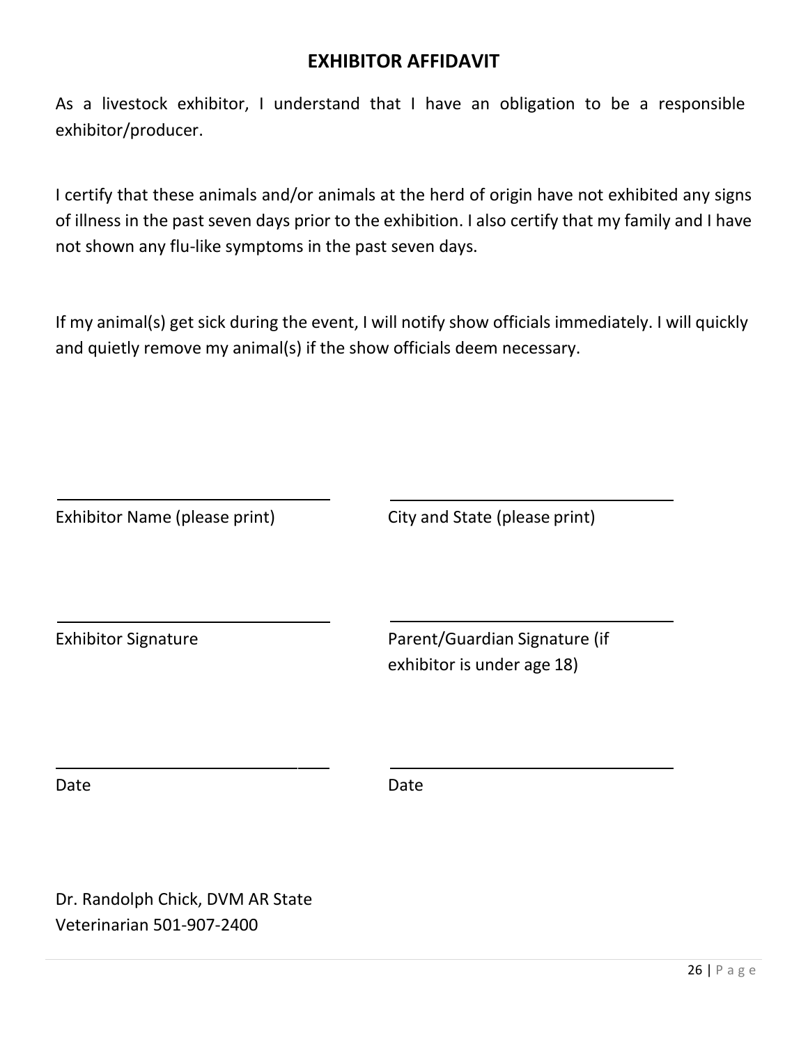## EXHIBITOR AFFIDAVIT

As a livestock exhibitor, I understand that I have an obligation to be a responsible exhibitor/producer.

I certify that these animals and/or animals at the herd of origin have not exhibited any signs of illness in the past seven days prior to the exhibition. I also certify that my family and I have not shown any flu-like symptoms in the past seven days.

If my animal(s) get sick during the event, I will notify show officials immediately. I will quickly and quietly remove my animal(s) if the show officials deem necessary.

| | |
|---|---|
| \_\_\_\_\_\_\_\_\_\_\_\_\_\_\_\_\_\_\_\_\_\_\_\_\_\_\_\_\_\_ | \_\_\_\_\_\_\_\_\_\_\_\_\_\_\_\_\_\_\_\_\_\_\_\_\_\_\_\_\_\_ |
| Exhibitor Name (please print) | City and State (please print) |
| \_\_\_\_\_\_\_\_\_\_\_\_\_\_\_\_\_\_\_\_\_\_\_\_\_\_\_\_\_\_ | \_\_\_\_\_\_\_\_\_\_\_\_\_\_\_\_\_\_\_\_\_\_\_\_\_\_\_\_\_\_ |
| Exhibitor Signature | Parent/Guardian Signature (if exhibitor is under age 18) |
| \_\_\_\_\_\_\_\_\_\_\_\_\_\_\_\_\_\_\_\_\_\_\_\_\_\_\_\_\_\_ | \_\_\_\_\_\_\_\_\_\_\_\_\_\_\_\_\_\_\_\_\_\_\_\_\_\_\_\_\_\_ |
| Date | Date |

Dr. Randolph Chick, DVM AR State Veterinarian 501-907-2400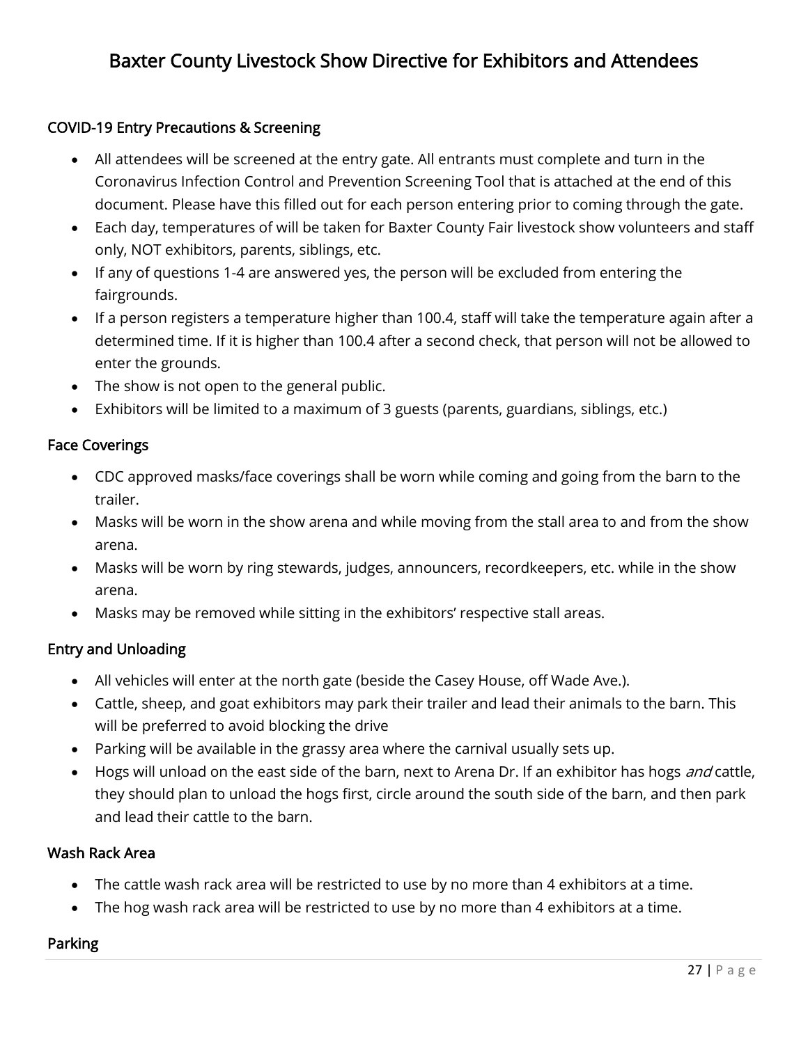# Baxter County Livestock Show Directive for Exhibitors and Attendees

## COVID-19 Entry Precautions & Screening

- All attendees will be screened at the entry gate. All entrants must complete and turn in the Coronavirus Infection Control and Prevention Screening Tool that is attached at the end of this document. Please have this filled out for each person entering prior to coming through the gate.
- Each day, temperatures of will be taken for Baxter County Fair livestock show volunteers and staff only, NOT exhibitors, parents, siblings, etc.
- If any of questions 1-4 are answered yes, the person will be excluded from entering the fairgrounds.
- If a person registers a temperature higher than 100.4, staff will take the temperature again after a determined time. If it is higher than 100.4 after a second check, that person will not be allowed to enter the grounds.
- The show is not open to the general public.
- Exhibitors will be limited to a maximum of 3 guests (parents, guardians, siblings, etc.)

## Face Coverings

- CDC approved masks/face coverings shall be worn while coming and going from the barn to the trailer.
- Masks will be worn in the show arena and while moving from the stall area to and from the show arena.
- Masks will be worn by ring stewards, judges, announcers, recordkeepers, etc. while in the show arena.
- Masks may be removed while sitting in the exhibitors' respective stall areas.

## Entry and Unloading

- All vehicles will enter at the north gate (beside the Casey House, off Wade Ave.).
- Cattle, sheep, and goat exhibitors may park their trailer and lead their animals to the barn. This will be preferred to avoid blocking the drive
- Parking will be available in the grassy area where the carnival usually sets up.
- Hogs will unload on the east side of the barn, next to Arena Dr. If an exhibitor has hogs *and* cattle, they should plan to unload the hogs first, circle around the south side of the barn, and then park and lead their cattle to the barn.

## Wash Rack Area

- The cattle wash rack area will be restricted to use by no more than 4 exhibitors at a time.
- The hog wash rack area will be restricted to use by no more than 4 exhibitors at a time.

## Parking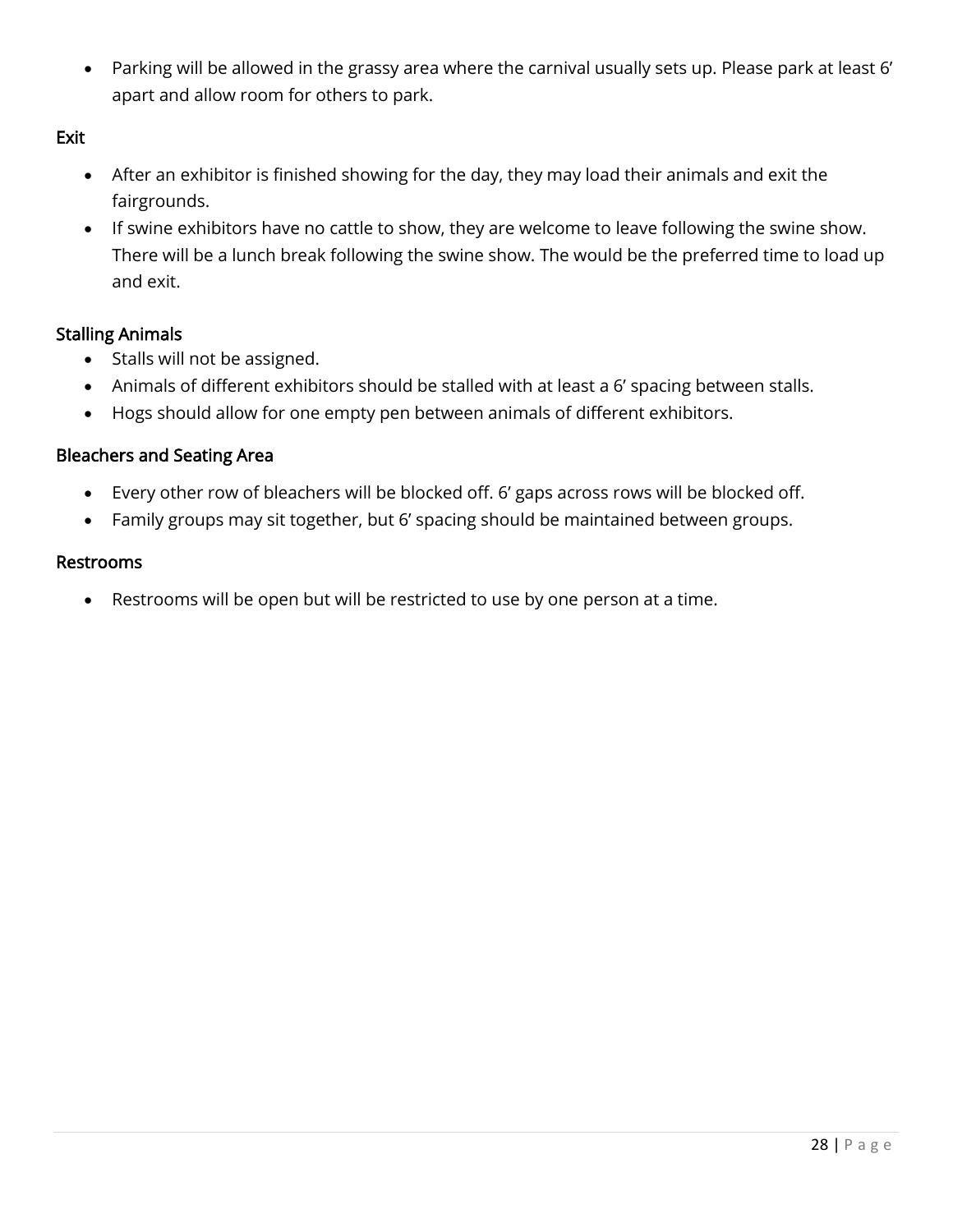- Parking will be allowed in the grassy area where the carnival usually sets up. Please park at least 6' apart and allow room for others to park.

### Exit

- After an exhibitor is finished showing for the day, they may load their animals and exit the fairgrounds.
- If swine exhibitors have no cattle to show, they are welcome to leave following the swine show. There will be a lunch break following the swine show. The would be the preferred time to load up and exit.

### Stalling Animals

- Stalls will not be assigned.
- Animals of different exhibitors should be stalled with at least a 6' spacing between stalls.
- Hogs should allow for one empty pen between animals of different exhibitors.

### Bleachers and Seating Area

- Every other row of bleachers will be blocked off. 6' gaps across rows will be blocked off.
- Family groups may sit together, but 6' spacing should be maintained between groups.

### Restrooms

- Restrooms will be open but will be restricted to use by one person at a time.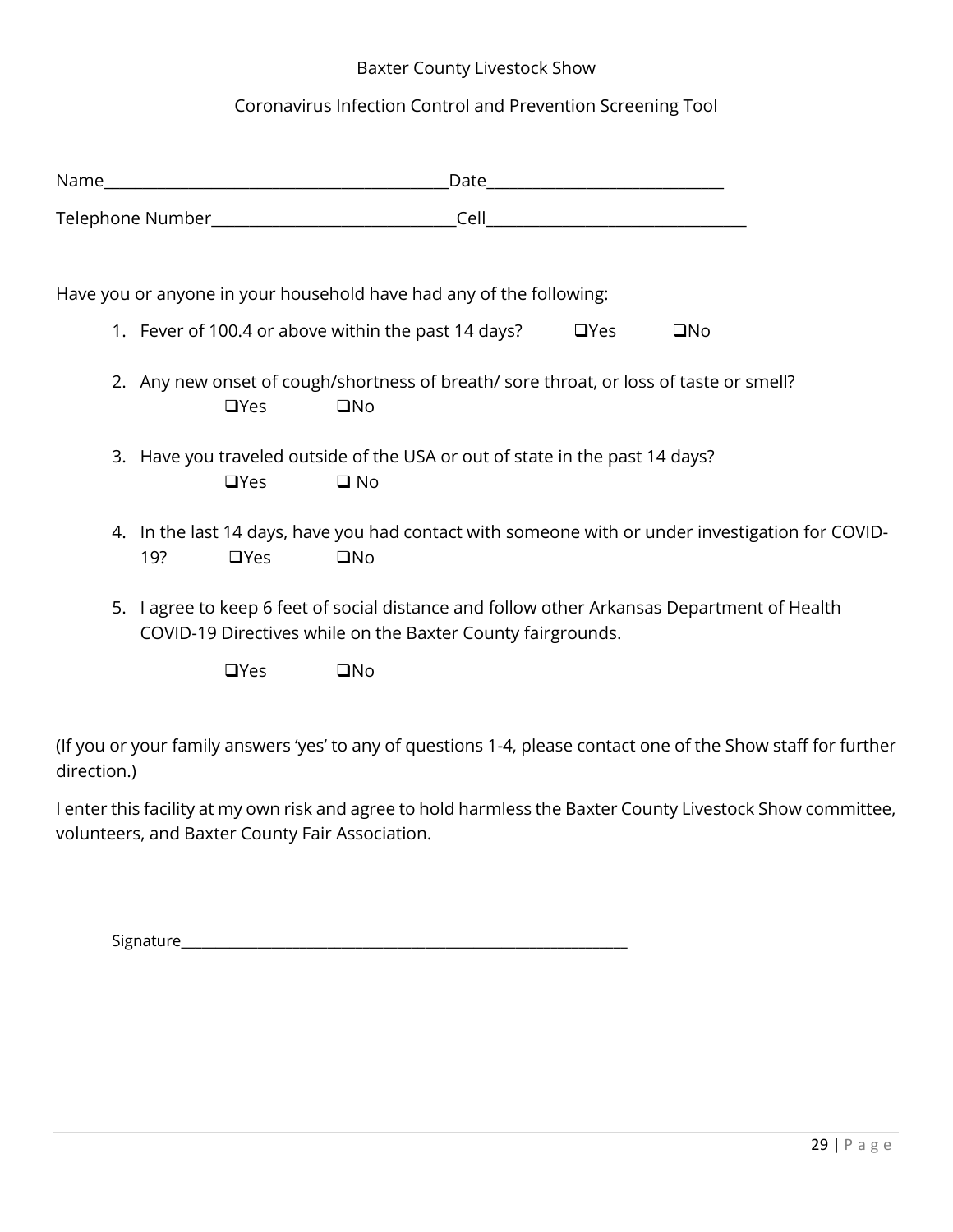Baxter County Livestock Show

Coronavirus Infection Control and Prevention Screening Tool

Name__________________________________________Date______________________________

Telephone Number_______________________________Cell_________________________________

Have you or anyone in your household have had any of the following:

1. Fever of 100.4 or above within the past 14 days? ❑Yes ❑No

2. Any new onset of cough/shortness of breath/ sore throat, or loss of taste or smell?
   ❑Yes ❑No

3. Have you traveled outside of the USA or out of state in the past 14 days?
   ❑Yes ❑ No

4. In the last 14 days, have you had contact with someone with or under investigation for COVID-19? ❑Yes ❑No

5. I agree to keep 6 feet of social distance and follow other Arkansas Department of Health COVID-19 Directives while on the Baxter County fairgrounds.

   ❑Yes ❑No

(If you or your family answers 'yes' to any of questions 1-4, please contact one of the Show staff for further direction.)

I enter this facility at my own risk and agree to hold harmless the Baxter County Livestock Show committee, volunteers, and Baxter County Fair Association.

Signature______________________________________________________________